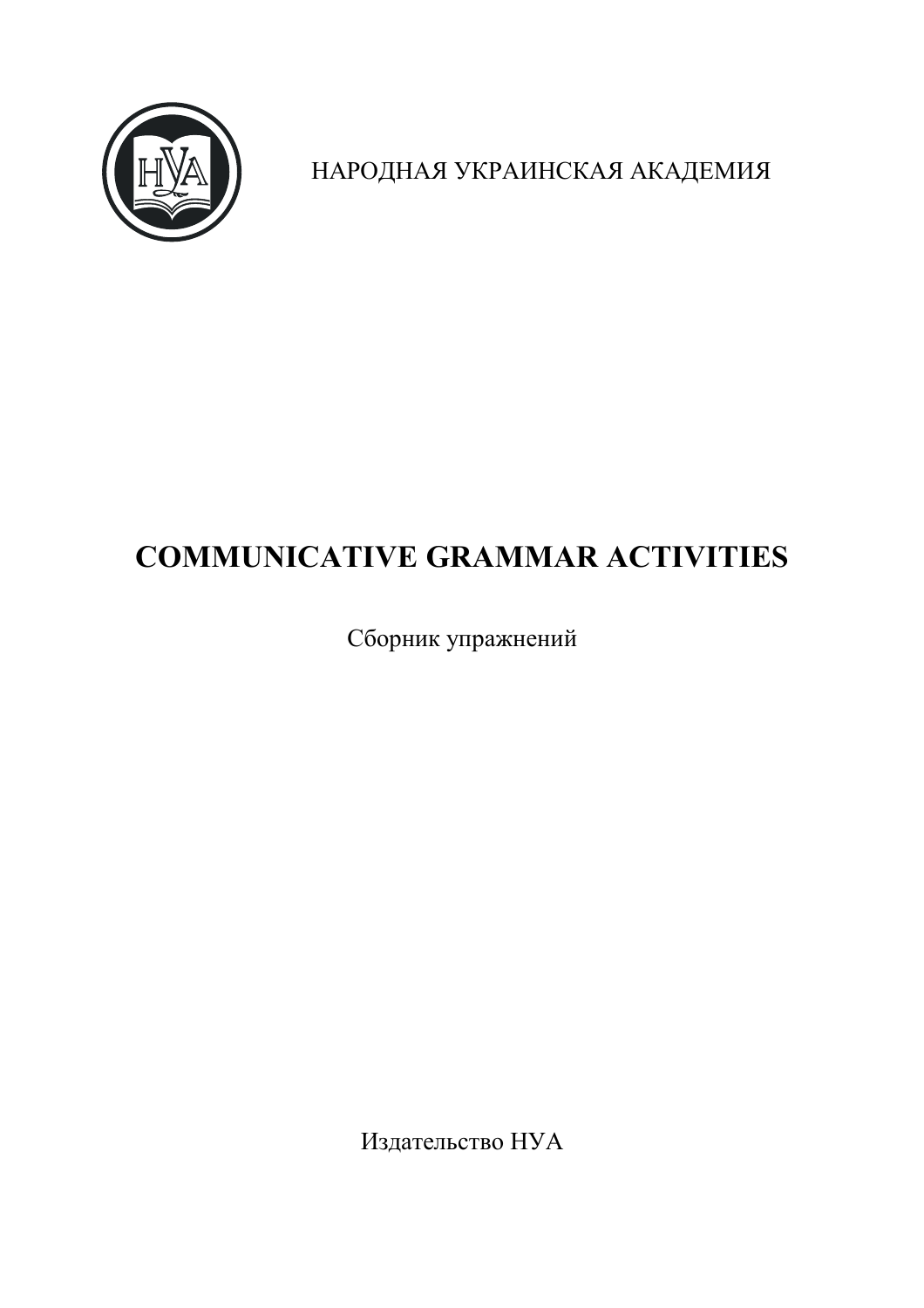НАРОДНАЯ УКРАИНСКАЯ АКАДЕМИЯ

# COMMUNICATIVE GRAMMAR ACTIVITIES

Сборник упражнений

Издательство НУА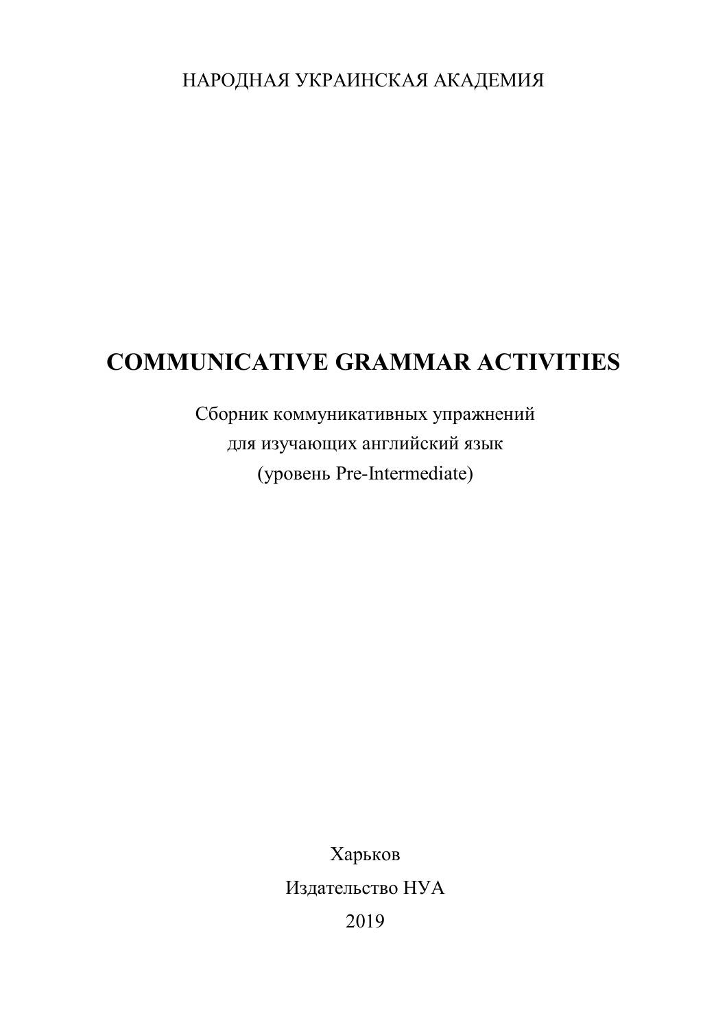НАРОДНАЯ УКРАИНСКАЯ АКАДЕМИЯ

# COMMUNICATIVE GRAMMAR ACTIVITIES

Сборник коммуникативных упражнений
для изучающих английский язык
(уровень Pre-Intermediate)

Харьков
Издательство НУА
2019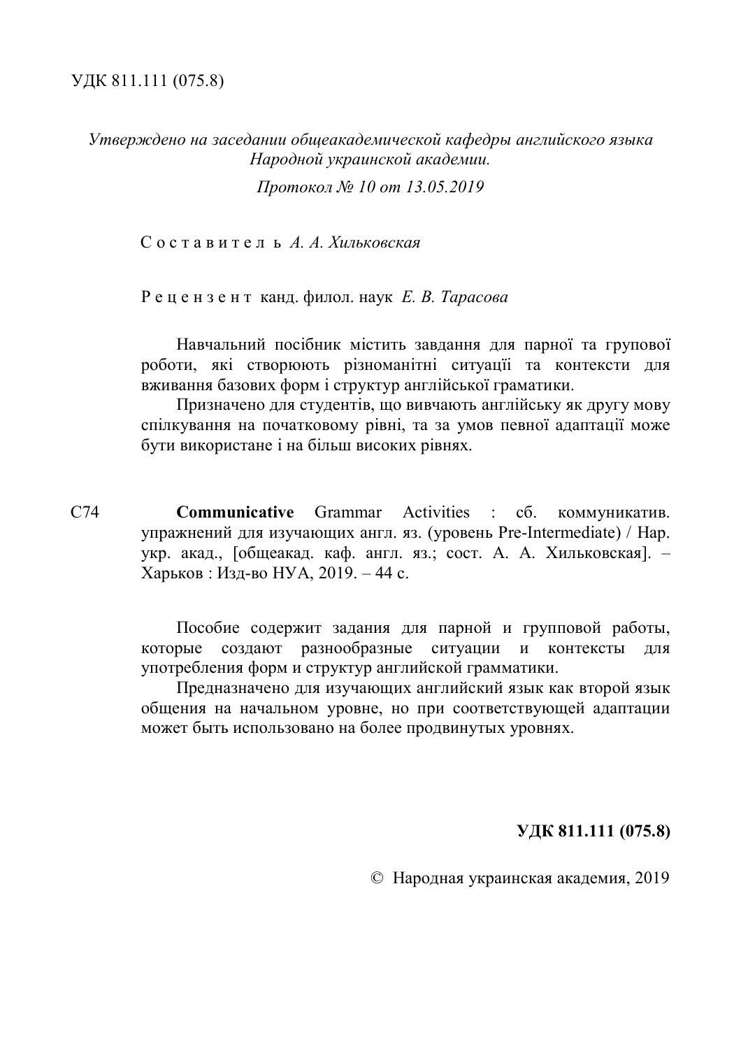УДК 811.111 (075.8)

*Утверждено на заседании общеакадемической кафедры английского языка Народной украинской академии.*

*Протокол № 10 от 13.05.2019*

С о с т а в и т е л ь *А. А. Хильковская*

Р е ц е н з е н т канд. филол. наук *Е. В. Тарасова*

Навчальний посібник містить завдання для парної та групової роботи, які створюють різноманітні ситуації та контексти для вживання базових форм і структур англійської граматики.

Призначено для студентів, що вивчають англійську як другу мову спілкування на початковому рівні, та за умов певної адаптації може бути використане і на більш високих рівнях.

С74 **Communicative** Grammar Activities : сб. коммуникатив. упражнений для изучающих англ. яз. (уровень Pre-Intermediate) / Нар. укр. акад., [общеакад. каф. англ. яз.; сост. А. А. Хильковская]. – Харьков : Изд-во НУА, 2019. – 44 с.

Пособие содержит задания для парной и групповой работы, которые создают разнообразные ситуации и контексты для употребления форм и структур английской грамматики.

Предназначено для изучающих английский язык как второй язык общения на начальном уровне, но при соответствующей адаптации может быть использовано на более продвинутых уровнях.

**УДК 811.111 (075.8)**

© Народная украинская академия, 2019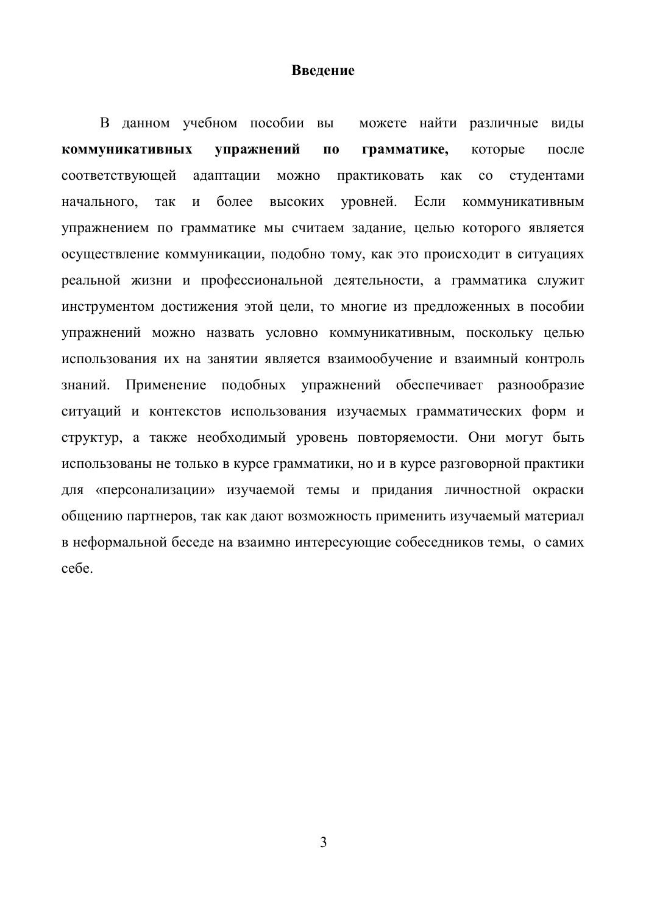## Введение

В данном учебном пособии вы можете найти различные виды **коммуникативных упражнений по грамматике,** которые после соответствующей адаптации можно практиковать как со студентами начального, так и более высоких уровней. Если коммуникативным упражнением по грамматике мы считаем задание, целью которого является осуществление коммуникации, подобно тому, как это происходит в ситуациях реальной жизни и профессиональной деятельности, а грамматика служит инструментом достижения этой цели, то многие из предложенных в пособии упражнений можно назвать условно коммуникативным, поскольку целью использования их на занятии является взаимообучение и взаимный контроль знаний. Применение подобных упражнений обеспечивает разнообразие ситуаций и контекстов использования изучаемых грамматических форм и структур, а также необходимый уровень повторяемости. Они могут быть использованы не только в курсе грамматики, но и в курсе разговорной практики для «персонализации» изучаемой темы и придания личностной окраски общению партнеров, так как дают возможность применить изучаемый материал в неформальной беседе на взаимно интересующие собеседников темы, о самих себе.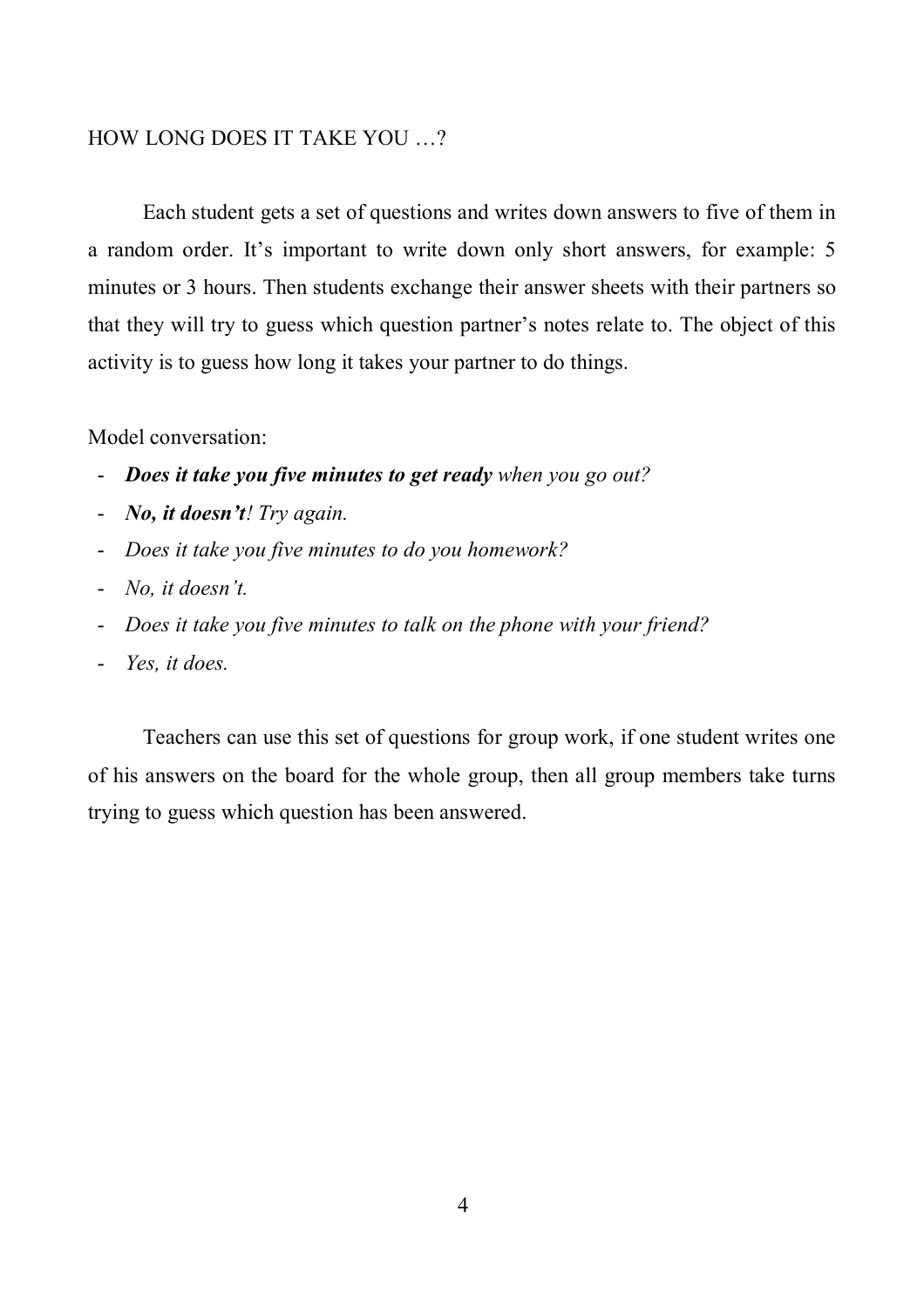## HOW LONG DOES IT TAKE YOU …?

Each student gets a set of questions and writes down answers to five of them in a random order. It's important to write down only short answers, for example: 5 minutes or 3 hours. Then students exchange their answer sheets with their partners so that they will try to guess which question partner's notes relate to. The object of this activity is to guess how long it takes your partner to do things.

Model conversation:

- ***Does it take you five minutes to get ready*** *when you go out?*
- ***No, it doesn't****! Try again.*
- *Does it take you five minutes to do you homework?*
- *No, it doesn't.*
- *Does it take you five minutes to talk on the phone with your friend?*
- *Yes, it does.*

Teachers can use this set of questions for group work, if one student writes one of his answers on the board for the whole group, then all group members take turns trying to guess which question has been answered.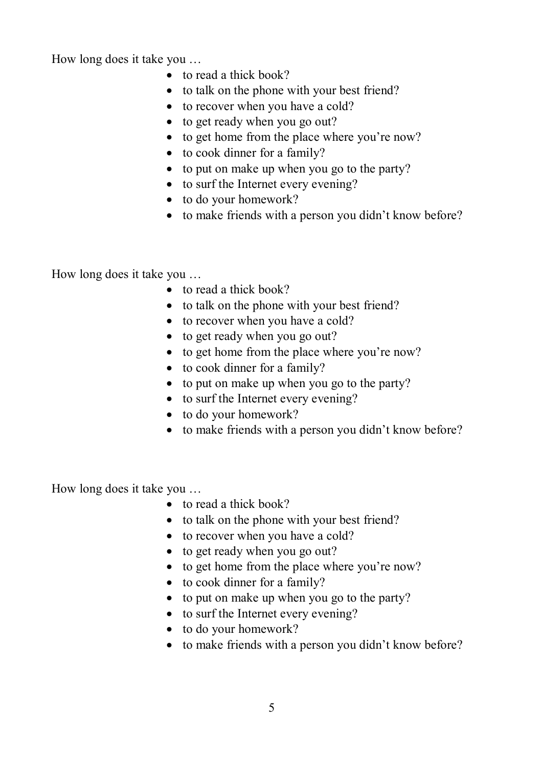How long does it take you …

- to read a thick book?
- to talk on the phone with your best friend?
- to recover when you have a cold?
- to get ready when you go out?
- to get home from the place where you're now?
- to cook dinner for a family?
- to put on make up when you go to the party?
- to surf the Internet every evening?
- to do your homework?
- to make friends with a person you didn't know before?

How long does it take you …

- to read a thick book?
- to talk on the phone with your best friend?
- to recover when you have a cold?
- to get ready when you go out?
- to get home from the place where you're now?
- to cook dinner for a family?
- to put on make up when you go to the party?
- to surf the Internet every evening?
- to do your homework?
- to make friends with a person you didn't know before?

How long does it take you …

- to read a thick book?
- to talk on the phone with your best friend?
- to recover when you have a cold?
- to get ready when you go out?
- to get home from the place where you're now?
- to cook dinner for a family?
- to put on make up when you go to the party?
- to surf the Internet every evening?
- to do your homework?
- to make friends with a person you didn't know before?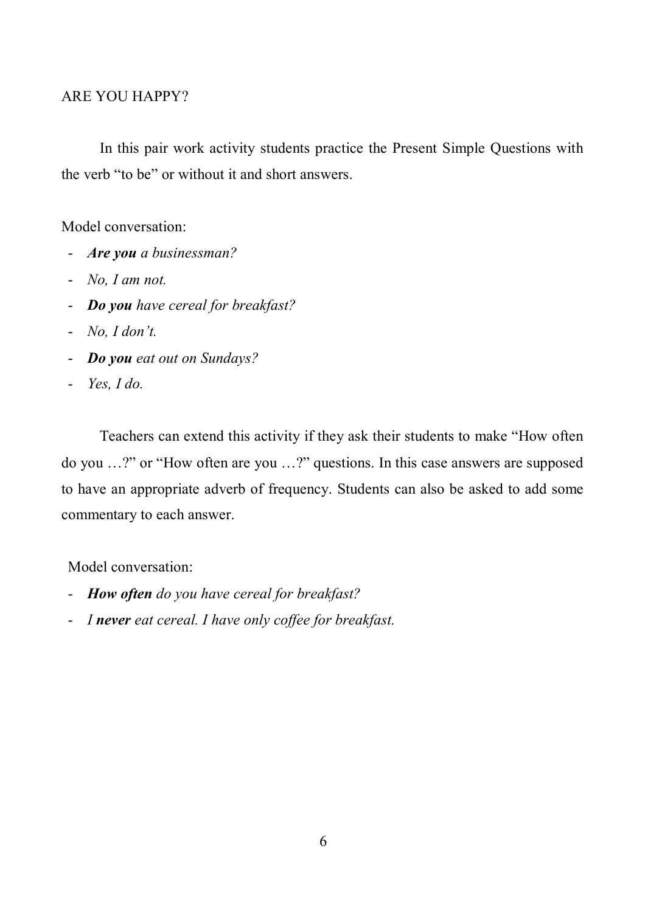## ARE YOU HAPPY?

In this pair work activity students practice the Present Simple Questions with the verb "to be" or without it and short answers.

Model conversation:

- ***Are you*** *a businessman?*
- *No, I am not.*
- ***Do you*** *have cereal for breakfast?*
- *No, I don't.*
- ***Do you*** *eat out on Sundays?*
- *Yes, I do.*

Teachers can extend this activity if they ask their students to make "How often do you …?" or "How often are you …?" questions. In this case answers are supposed to have an appropriate adverb of frequency. Students can also be asked to add some commentary to each answer.

Model conversation:

- ***How often*** *do you have cereal for breakfast?*
- *I* ***never*** *eat cereal. I have only coffee for breakfast.*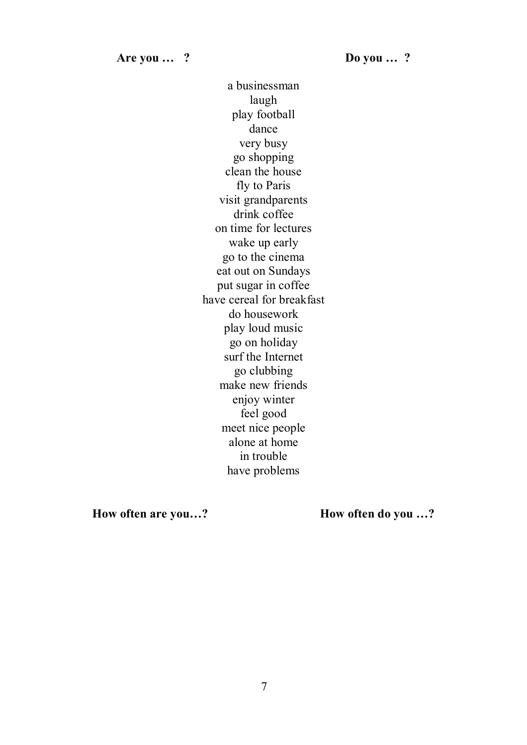**Are you … ?** **Do you … ?**

a businessman
laugh
play football
dance
very busy
go shopping
clean the house
fly to Paris
visit grandparents
drink coffee
on time for lectures
wake up early
go to the cinema
eat out on Sundays
put sugar in coffee
have cereal for breakfast
do housework
play loud music
go on holiday
surf the Internet
go clubbing
make new friends
enjoy winter
feel good
meet nice people
alone at home
in trouble
have problems

**How often are you…?** **How often do you …?**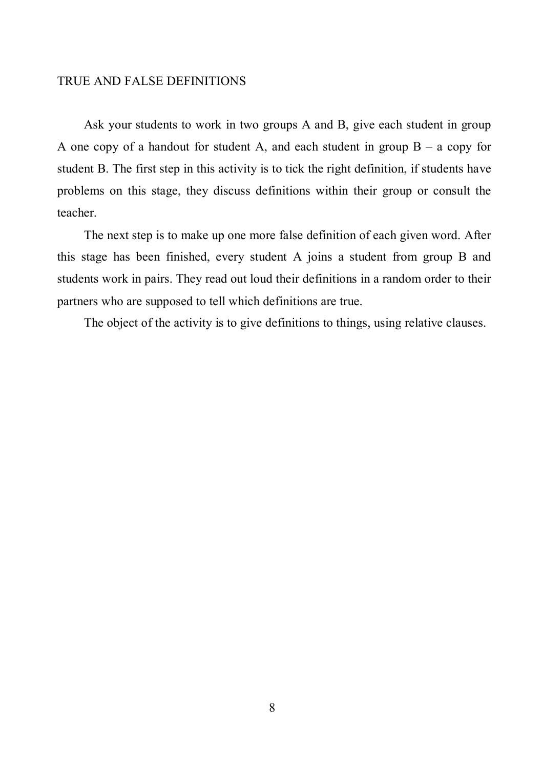## TRUE AND FALSE DEFINITIONS

Ask your students to work in two groups A and B, give each student in group A one copy of a handout for student A, and each student in group B – a copy for student B. The first step in this activity is to tick the right definition, if students have problems on this stage, they discuss definitions within their group or consult the teacher.

The next step is to make up one more false definition of each given word. After this stage has been finished, every student A joins a student from group B and students work in pairs. They read out loud their definitions in a random order to their partners who are supposed to tell which definitions are true.

The object of the activity is to give definitions to things, using relative clauses.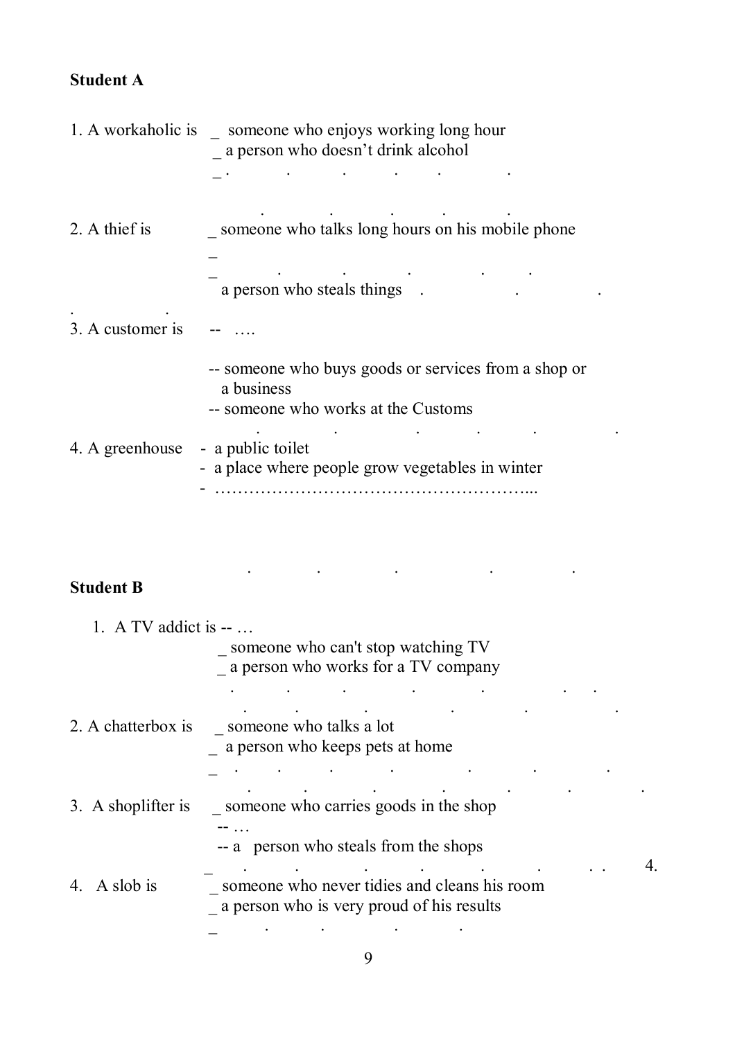**Student A**

1. A workaholic is
   _ someone who enjoys working long hour
   _ a person who doesn't drink alcohol
   _ . . . . . .

2. A thief is
   _ someone who talks long hours on his mobile phone
   _
   _ . . . . .
   a person who steals things . . .

3. A customer is
   -- ….
   -- someone who buys goods or services from a shop or a business
   -- someone who works at the Customs

4. A greenhouse
   - a public toilet
   - a place where people grow vegetables in winter
   - ………………………………………………...

**Student B**

1. A TV addict is -- …
   _ someone who can't stop watching TV
   _ a person who works for a TV company
   . . . . . . .

2. A chatterbox is
   _ someone who talks a lot
   _ a person who keeps pets at home
   _ . . . . . . .

3. A shoplifter is
   _ someone who carries goods in the shop
   -- …
   -- a person who steals from the shops
   _ . . . . . . . .

4. A slob is
   _ someone who never tidies and cleans his room
   _ a person who is very proud of his results
   _ . . . .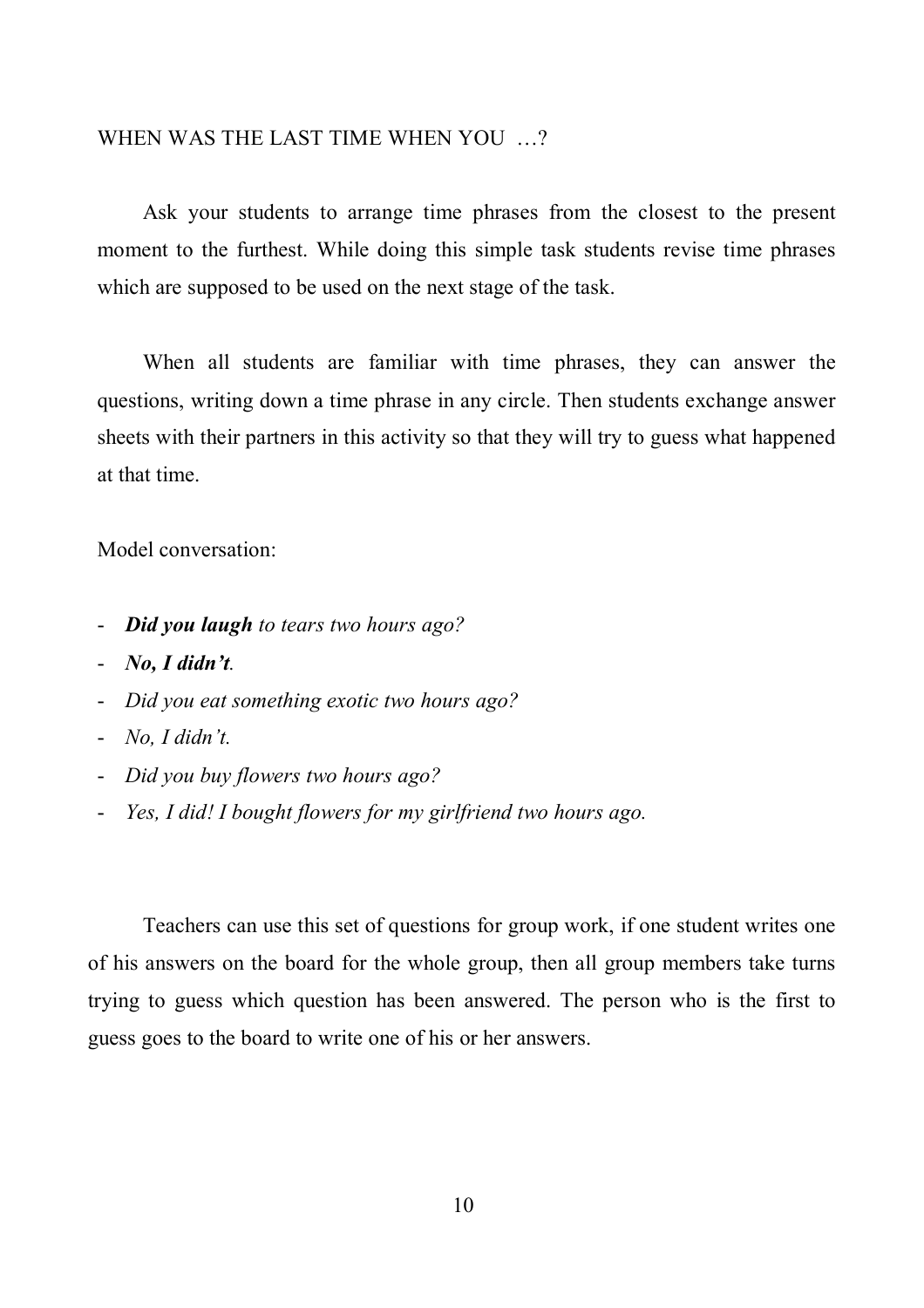## WHEN WAS THE LAST TIME WHEN YOU …?

Ask your students to arrange time phrases from the closest to the present moment to the furthest. While doing this simple task students revise time phrases which are supposed to be used on the next stage of the task.

When all students are familiar with time phrases, they can answer the questions, writing down a time phrase in any circle. Then students exchange answer sheets with their partners in this activity so that they will try to guess what happened at that time.

Model conversation:

- ***Did you laugh*** *to tears two hours ago?*
- ***No, I didn't****.*
- *Did you eat something exotic two hours ago?*
- *No, I didn't.*
- *Did you buy flowers two hours ago?*
- *Yes, I did! I bought flowers for my girlfriend two hours ago.*

Teachers can use this set of questions for group work, if one student writes one of his answers on the board for the whole group, then all group members take turns trying to guess which question has been answered. The person who is the first to guess goes to the board to write one of his or her answers.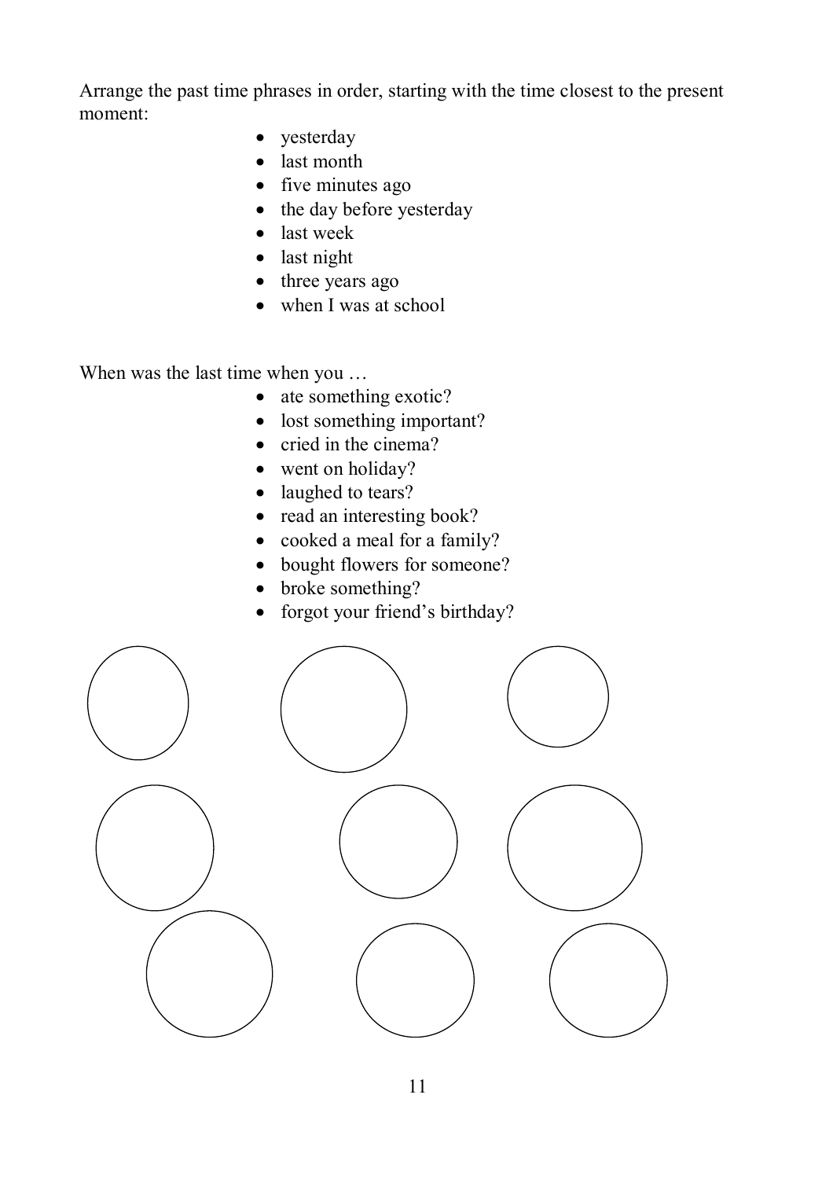Arrange the past time phrases in order, starting with the time closest to the present moment:

- yesterday
- last month
- five minutes ago
- the day before yesterday
- last week
- last night
- three years ago
- when I was at school

When was the last time when you …

- ate something exotic?
- lost something important?
- cried in the cinema?
- went on holiday?
- laughed to tears?
- read an interesting book?
- cooked a meal for a family?
- bought flowers for someone?
- broke something?
- forgot your friend's birthday?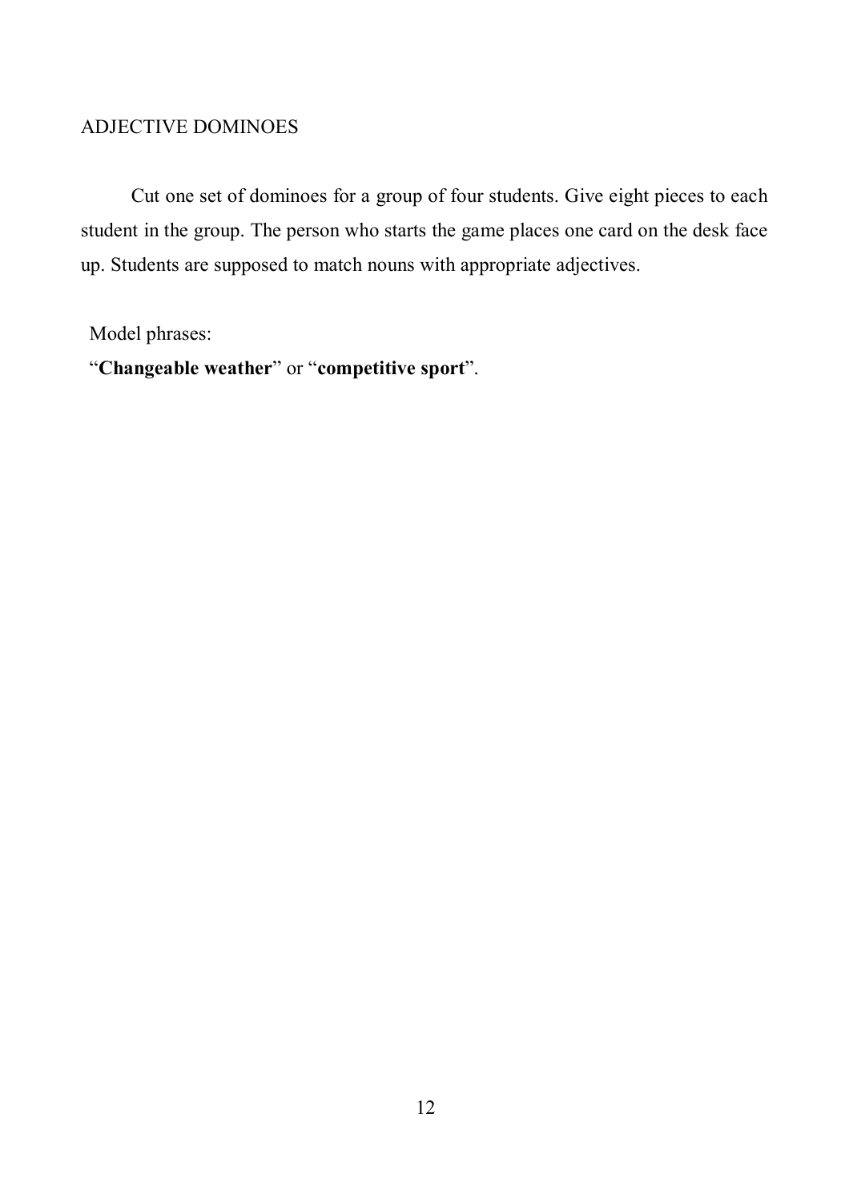## ADJECTIVE DOMINOES

Cut one set of dominoes for a group of four students. Give eight pieces to each student in the group. The person who starts the game places one card on the desk face up. Students are supposed to match nouns with appropriate adjectives.

Model phrases:

"**Changeable weather**" or "**competitive sport**".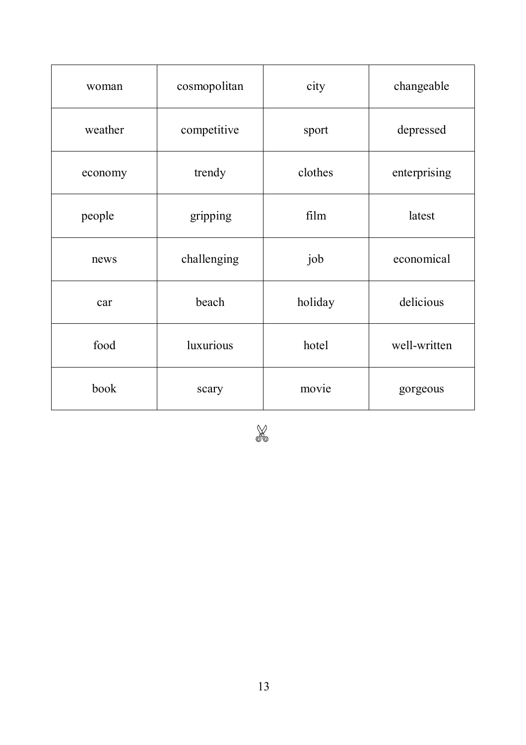| woman | cosmopolitan | city | changeable |
|---|---|---|---|
| weather | competitive | sport | depressed |
| economy | trendy | clothes | enterprising |
| people | gripping | film | latest |
| news | challenging | job | economical |
| car | beach | holiday | delicious |
| food | luxurious | hotel | well-written |
| book | scary | movie | gorgeous |

✄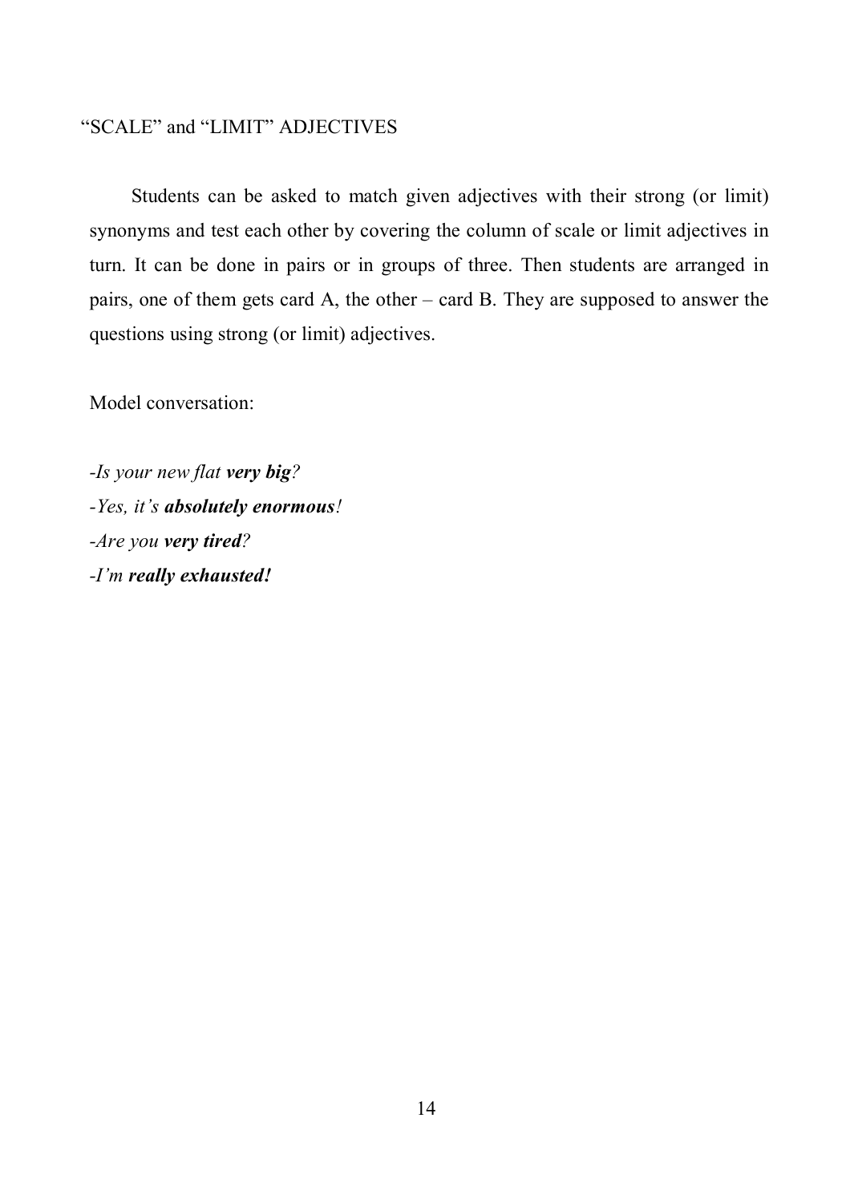## “SCALE” and “LIMIT” ADJECTIVES

Students can be asked to match given adjectives with their strong (or limit) synonyms and test each other by covering the column of scale or limit adjectives in turn. It can be done in pairs or in groups of three. Then students are arranged in pairs, one of them gets card A, the other – card B. They are supposed to answer the questions using strong (or limit) adjectives.

Model conversation:

*-Is your new flat **very big**?*
*-Yes, it’s **absolutely enormous**!*
*-Are you **very tired**?*
*-I’m **really exhausted!***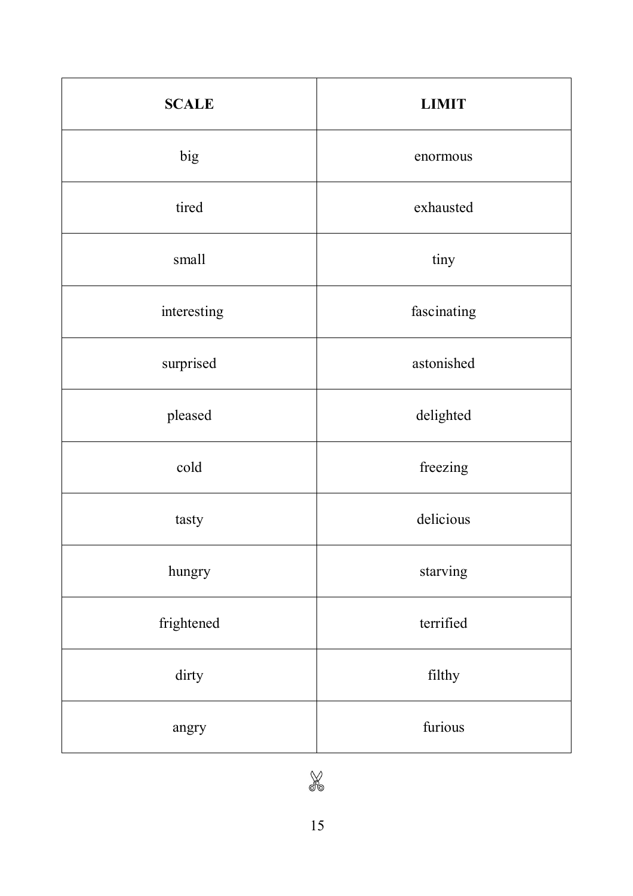| SCALE | LIMIT |
| --- | --- |
| big | enormous |
| tired | exhausted |
| small | tiny |
| interesting | fascinating |
| surprised | astonished |
| pleased | delighted |
| cold | freezing |
| tasty | delicious |
| hungry | starving |
| frightened | terrified |
| dirty | filthy |
| angry | furious |

✂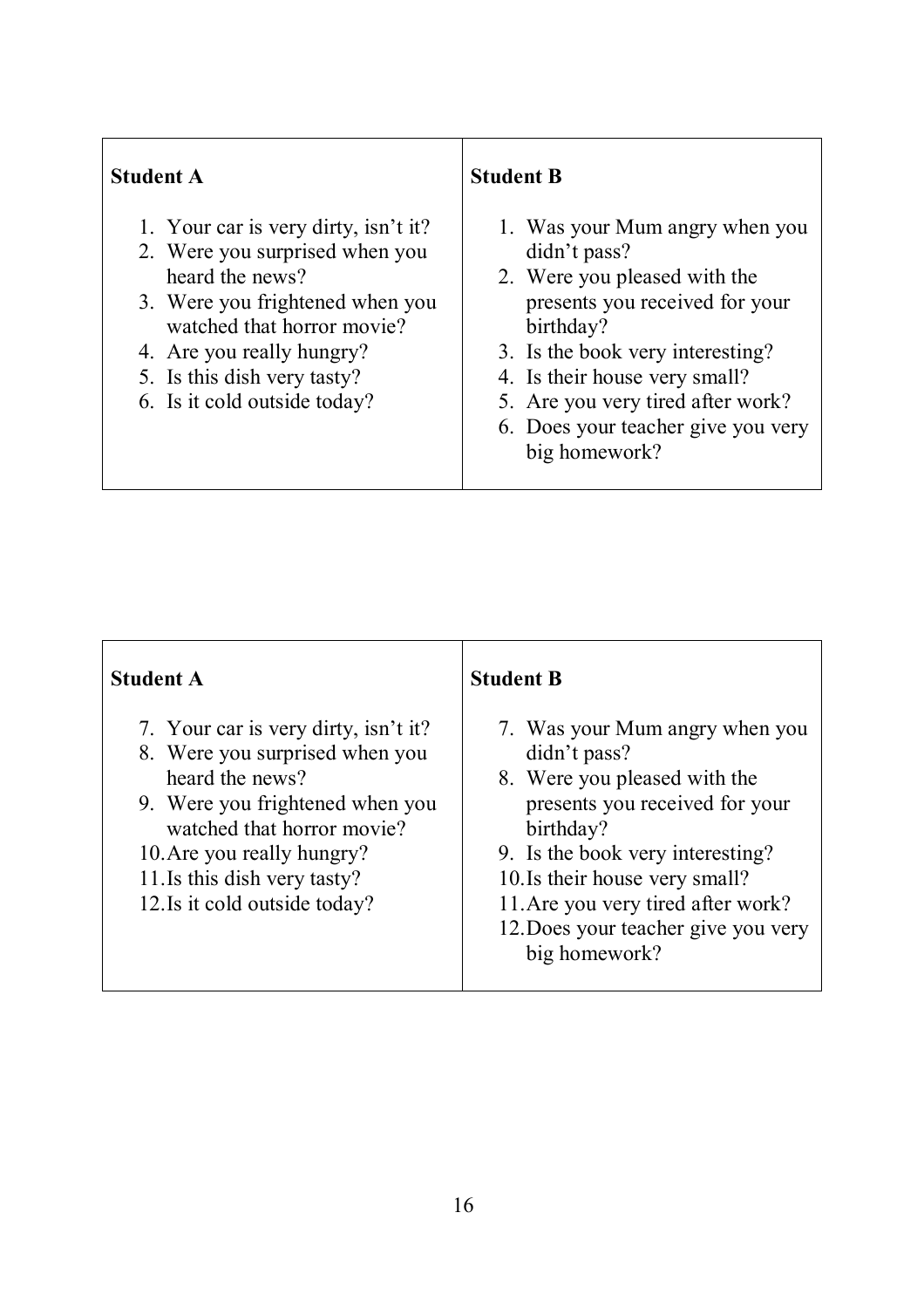| **Student A** | **Student B** |
|---|---|
| 1. Your car is very dirty, isn't it?<br>2. Were you surprised when you heard the news?<br>3. Were you frightened when you watched that horror movie?<br>4. Are you really hungry?<br>5. Is this dish very tasty?<br>6. Is it cold outside today? | 1. Was your Mum angry when you didn't pass?<br>2. Were you pleased with the presents you received for your birthday?<br>3. Is the book very interesting?<br>4. Is their house very small?<br>5. Are you very tired after work?<br>6. Does your teacher give you very big homework? |

| **Student A** | **Student B** |
|---|---|
| 7. Your car is very dirty, isn't it?<br>8. Were you surprised when you heard the news?<br>9. Were you frightened when you watched that horror movie?<br>10. Are you really hungry?<br>11. Is this dish very tasty?<br>12. Is it cold outside today? | 7. Was your Mum angry when you didn't pass?<br>8. Were you pleased with the presents you received for your birthday?<br>9. Is the book very interesting?<br>10. Is their house very small?<br>11. Are you very tired after work?<br>12. Does your teacher give you very big homework? |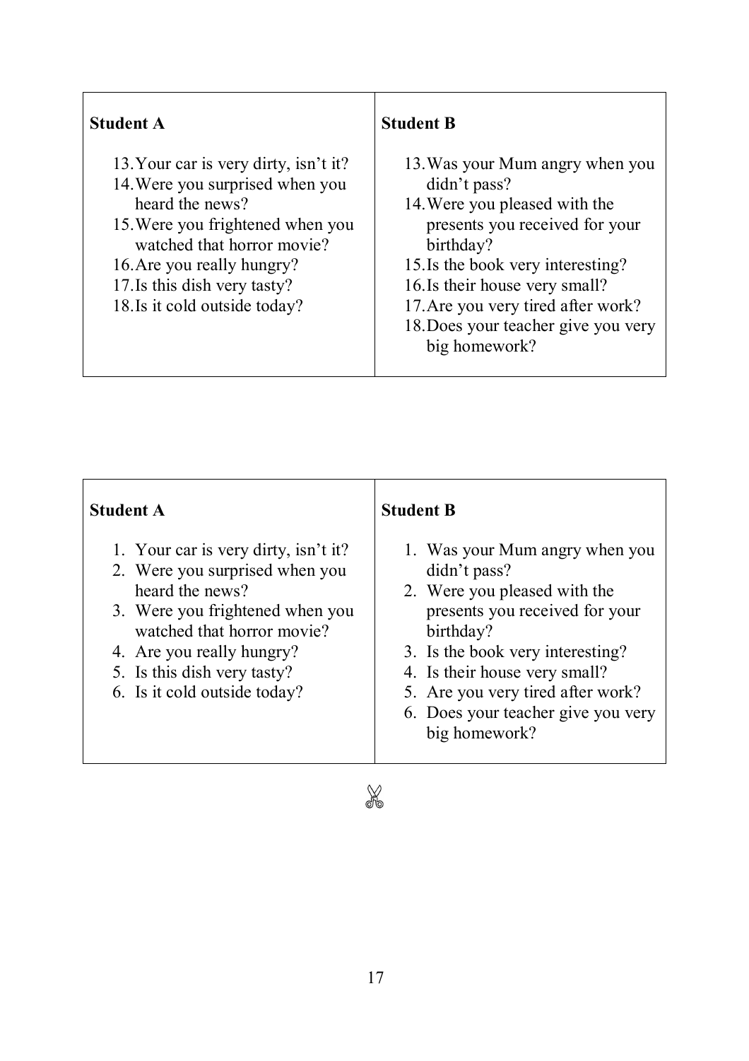| **Student A** | **Student B** |
| --- | --- |
| 13. Your car is very dirty, isn't it?<br>14. Were you surprised when you heard the news?<br>15. Were you frightened when you watched that horror movie?<br>16. Are you really hungry?<br>17. Is this dish very tasty?<br>18. Is it cold outside today? | 13. Was your Mum angry when you didn't pass?<br>14. Were you pleased with the presents you received for your birthday?<br>15. Is the book very interesting?<br>16. Is their house very small?<br>17. Are you very tired after work?<br>18. Does your teacher give you very big homework? |

| **Student A** | **Student B** |
| --- | --- |
| 1. Your car is very dirty, isn't it?<br>2. Were you surprised when you heard the news?<br>3. Were you frightened when you watched that horror movie?<br>4. Are you really hungry?<br>5. Is this dish very tasty?<br>6. Is it cold outside today? | 1. Was your Mum angry when you didn't pass?<br>2. Were you pleased with the presents you received for your birthday?<br>3. Is the book very interesting?<br>4. Is their house very small?<br>5. Are you very tired after work?<br>6. Does your teacher give you very big homework? |

✂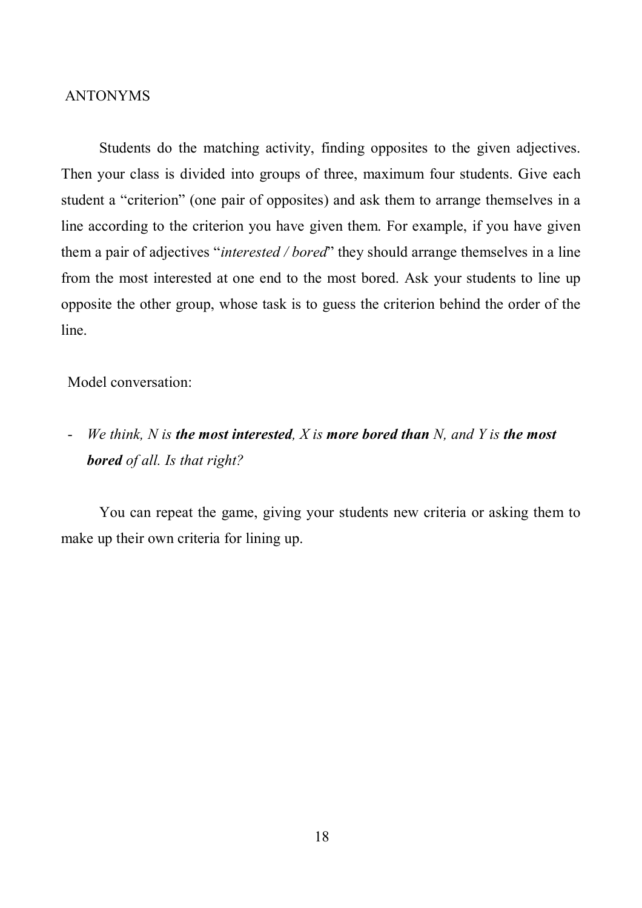## ANTONYMS

Students do the matching activity, finding opposites to the given adjectives. Then your class is divided into groups of three, maximum four students. Give each student a "criterion" (one pair of opposites) and ask them to arrange themselves in a line according to the criterion you have given them. For example, if you have given them a pair of adjectives "*interested / bored*" they should arrange themselves in a line from the most interested at one end to the most bored. Ask your students to line up opposite the other group, whose task is to guess the criterion behind the order of the line.

Model conversation:

- *We think, N is* ***the most interested****, X is* ***more bored than*** *N, and Y is* ***the most bored*** *of all. Is that right?*

You can repeat the game, giving your students new criteria or asking them to make up their own criteria for lining up.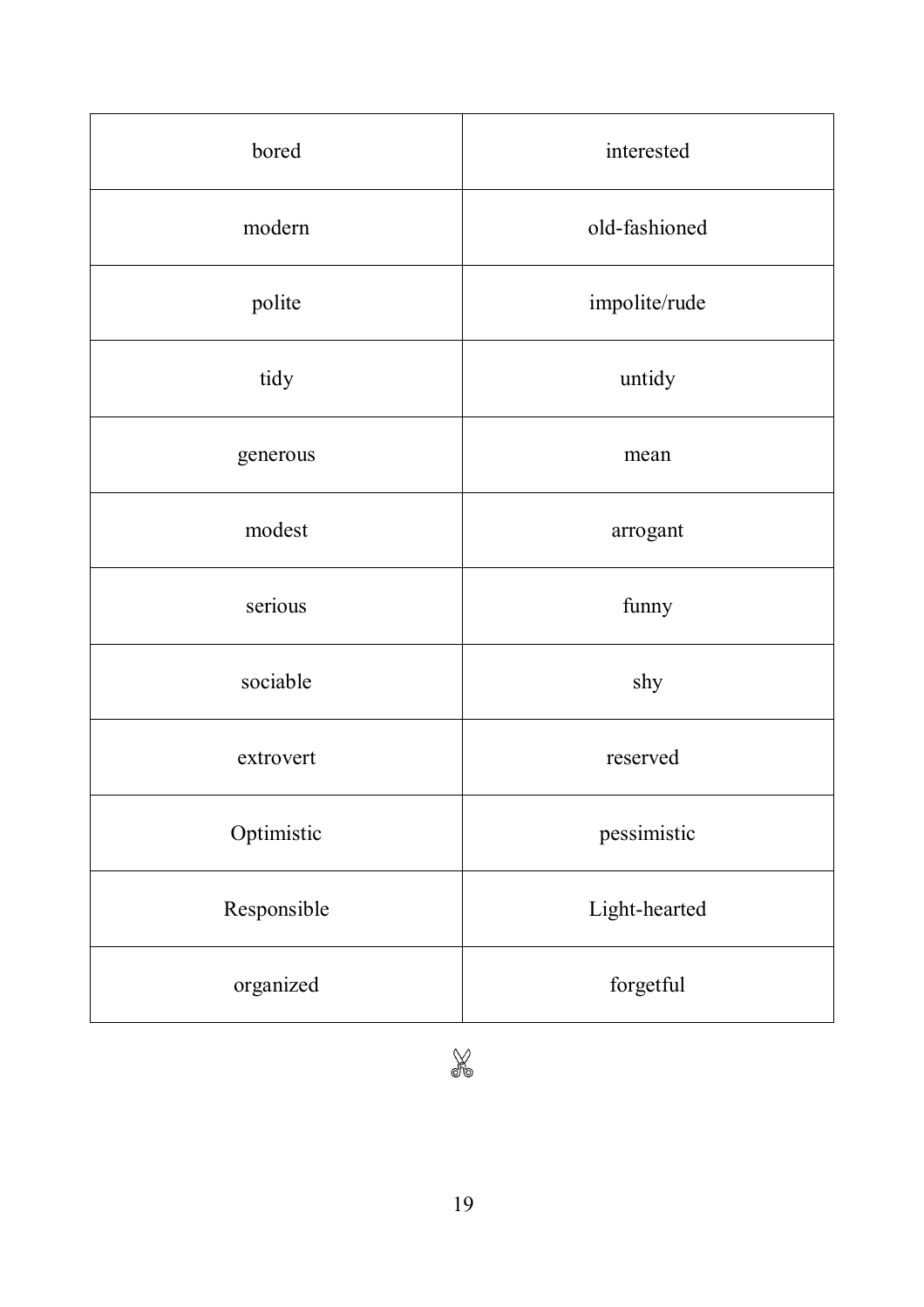| bored | interested |
|---|---|
| modern | old-fashioned |
| polite | impolite/rude |
| tidy | untidy |
| generous | mean |
| modest | arrogant |
| serious | funny |
| sociable | shy |
| extrovert | reserved |
| Optimistic | pessimistic |
| Responsible | Light-hearted |
| organized | forgetful |

✂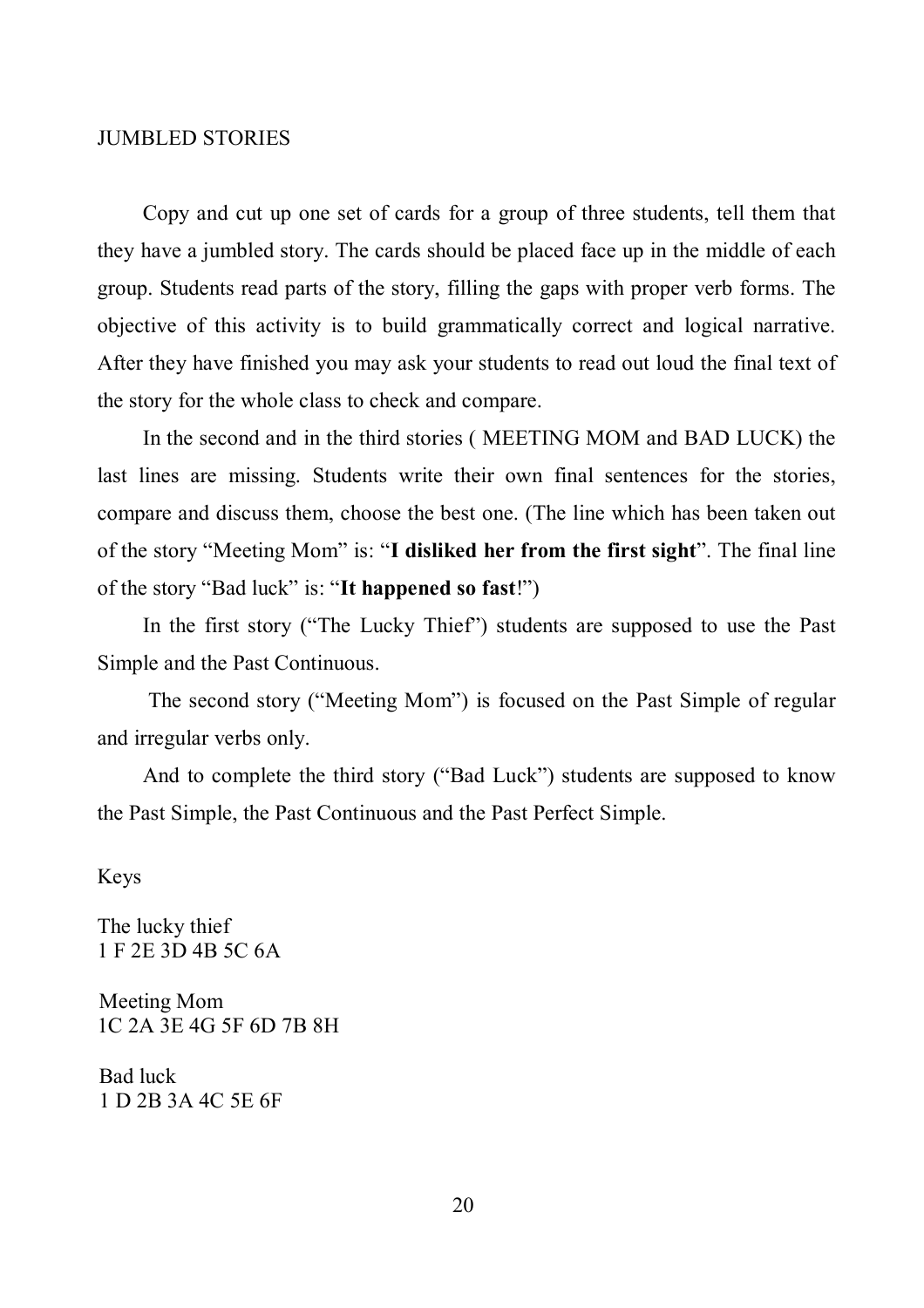## JUMBLED STORIES

Copy and cut up one set of cards for a group of three students, tell them that they have a jumbled story. The cards should be placed face up in the middle of each group. Students read parts of the story, filling the gaps with proper verb forms. The objective of this activity is to build grammatically correct and logical narrative. After they have finished you may ask your students to read out loud the final text of the story for the whole class to check and compare.

In the second and in the third stories ( MEETING MOM and BAD LUCK) the last lines are missing. Students write their own final sentences for the stories, compare and discuss them, choose the best one. (The line which has been taken out of the story "Meeting Mom" is: "**I disliked her from the first sight**". The final line of the story "Bad luck" is: "**It happened so fast**!")

In the first story ("The Lucky Thief") students are supposed to use the Past Simple and the Past Continuous.

The second story ("Meeting Mom") is focused on the Past Simple of regular and irregular verbs only.

And to complete the third story ("Bad Luck") students are supposed to know the Past Simple, the Past Continuous and the Past Perfect Simple.

Keys

The lucky thief
1 F 2E 3D 4B 5C 6A

Meeting Mom
1C 2A 3E 4G 5F 6D 7B 8H

Bad luck
1 D 2B 3A 4C 5E 6F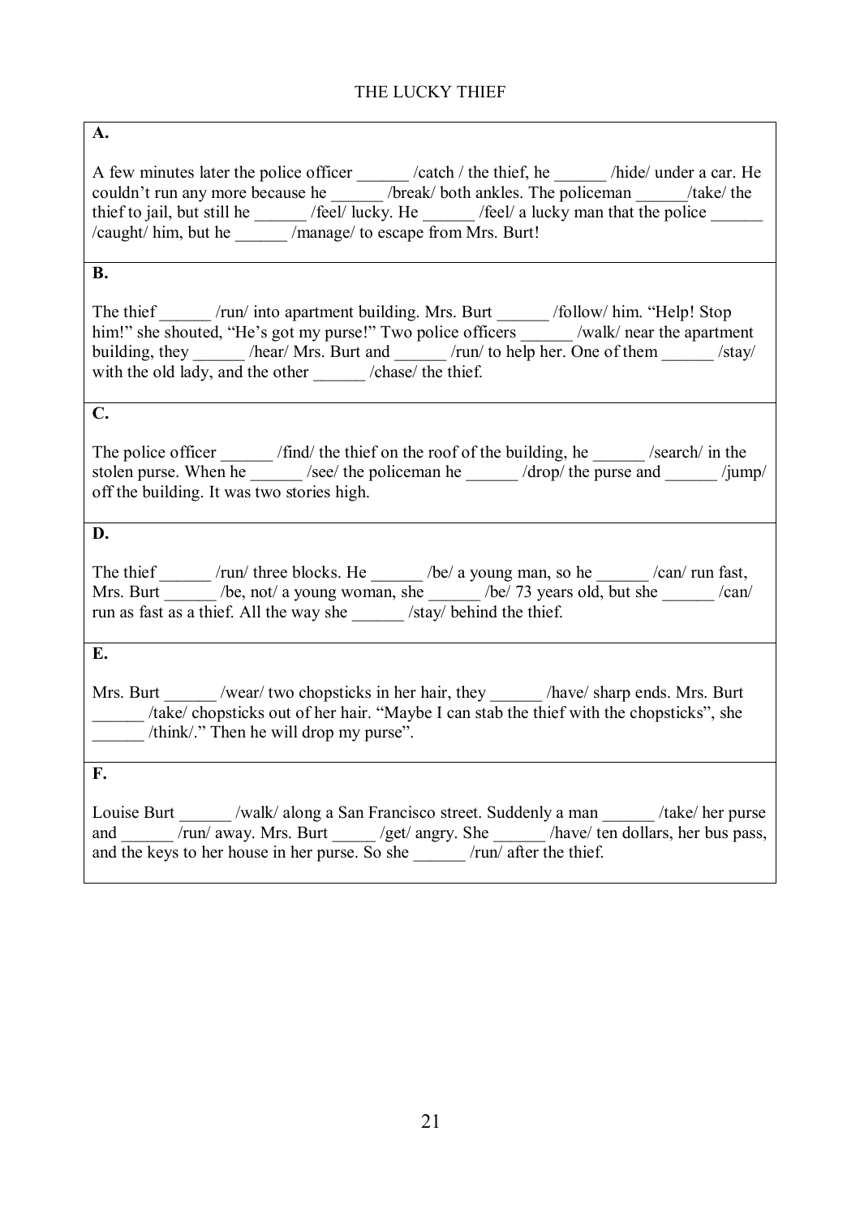# THE LUCKY THIEF

**A.**

A few minutes later the police officer ______ /catch / the thief, he ______ /hide/ under a car. He couldn't run any more because he ______ /break/ both ankles. The policeman ______/take/ the thief to jail, but still he ______ /feel/ lucky. He ______ /feel/ a lucky man that the police ______ /caught/ him, but he ______ /manage/ to escape from Mrs. Burt!

**B.**

The thief ______ /run/ into apartment building. Mrs. Burt ______ /follow/ him. "Help! Stop him!" she shouted, "He's got my purse!" Two police officers ______ /walk/ near the apartment building, they ______ /hear/ Mrs. Burt and ______ /run/ to help her. One of them ______ /stay/ with the old lady, and the other ______ /chase/ the thief.

**C.**

The police officer ______ /find/ the thief on the roof of the building, he ______ /search/ in the stolen purse. When he ______ /see/ the policeman he ______ /drop/ the purse and ______ /jump/ off the building. It was two stories high.

**D.**

The thief ______ /run/ three blocks. He ______ /be/ a young man, so he ______ /can/ run fast, Mrs. Burt ______ /be, not/ a young woman, she ______ /be/ 73 years old, but she ______ /can/ run as fast as a thief. All the way she ______ /stay/ behind the thief.

**E.**

Mrs. Burt ______ /wear/ two chopsticks in her hair, they ______ /have/ sharp ends. Mrs. Burt ______ /take/ chopsticks out of her hair. "Maybe I can stab the thief with the chopsticks", she ______ /think/." Then he will drop my purse".

**F.**

Louise Burt ______ /walk/ along a San Francisco street. Suddenly a man ______ /take/ her purse and ______ /run/ away. Mrs. Burt _____ /get/ angry. She ______ /have/ ten dollars, her bus pass, and the keys to her house in her purse. So she ______ /run/ after the thief.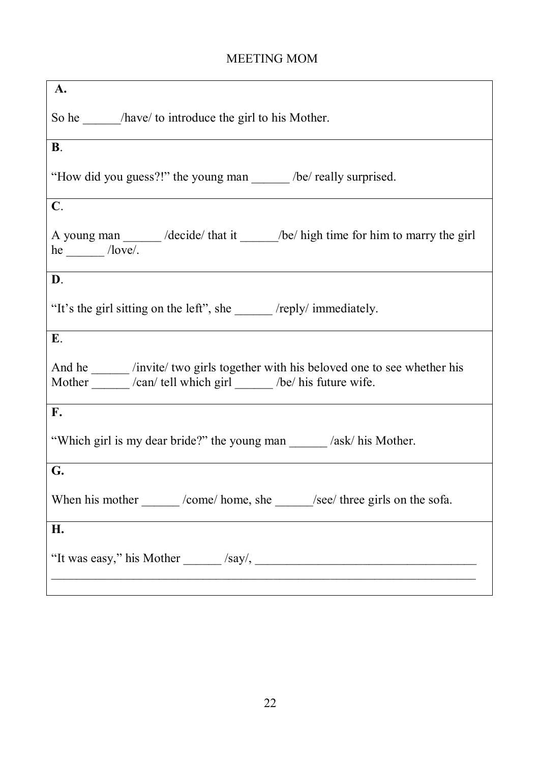# MEETING MOM

**A.**

So he ______/have/ to introduce the girl to his Mother.

**B**.

"How did you guess?!" the young man ______ /be/ really surprised.

**C**.

A young man ______ /decide/ that it ______/be/ high time for him to marry the girl he ______ /love/.

**D**.

"It's the girl sitting on the left", she ______ /reply/ immediately.

**E**.

And he ______ /invite/ two girls together with his beloved one to see whether his Mother ______ /can/ tell which girl ______ /be/ his future wife.

**F.**

"Which girl is my dear bride?" the young man ______ /ask/ his Mother.

**G.**

When his mother ______ /come/ home, she ______/see/ three girls on the sofa.

**H.**

"It was easy," his Mother ______ /say/, ____________________________________
______________________________________________________________________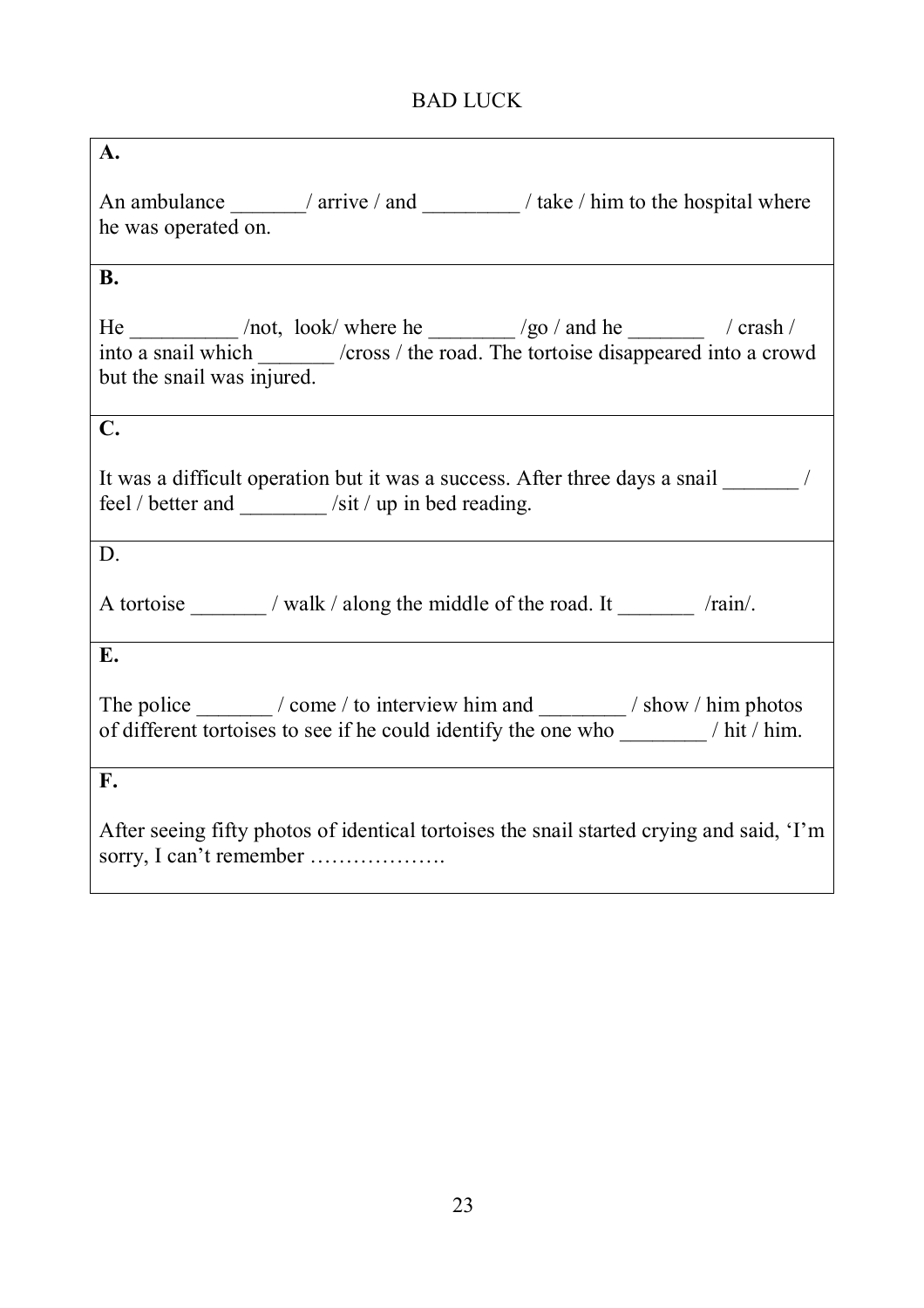# BAD LUCK

| **A.** |
|---|
| An ambulance _______/ arrive / and _________ / take / him to the hospital where he was operated on. |
| **B.** |
| He __________ /not, look/ where he ________ /go / and he _______ / crash / into a snail which _______ /cross / the road. The tortoise disappeared into a crowd but the snail was injured. |
| **C.** |
| It was a difficult operation but it was a success. After three days a snail _______ / feel / better and ________ /sit / up in bed reading. |
| D. |
| A tortoise _______ / walk / along the middle of the road. It _______ /rain/. |
| **E.** |
| The police _______ / come / to interview him and ________ / show / him photos of different tortoises to see if he could identify the one who ________ / hit / him. |
| **F.** |
| After seeing fifty photos of identical tortoises the snail started crying and said, 'I'm sorry, I can't remember ………………. |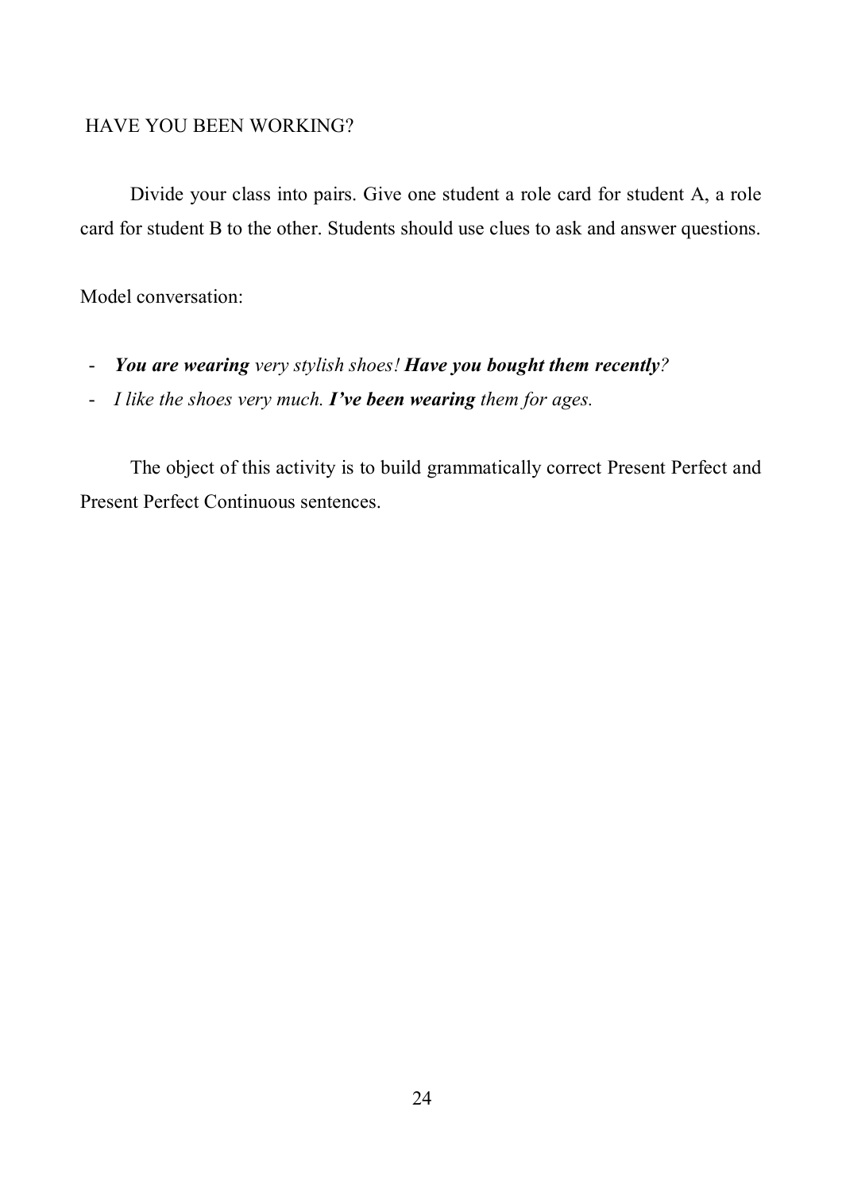## HAVE YOU BEEN WORKING?

Divide your class into pairs. Give one student a role card for student A, a role card for student B to the other. Students should use clues to ask and answer questions.

Model conversation:

- ***You are wearing*** *very stylish shoes!* ***Have you bought them recently****?*
- *I like the shoes very much.* ***I've been wearing*** *them for ages.*

The object of this activity is to build grammatically correct Present Perfect and Present Perfect Continuous sentences.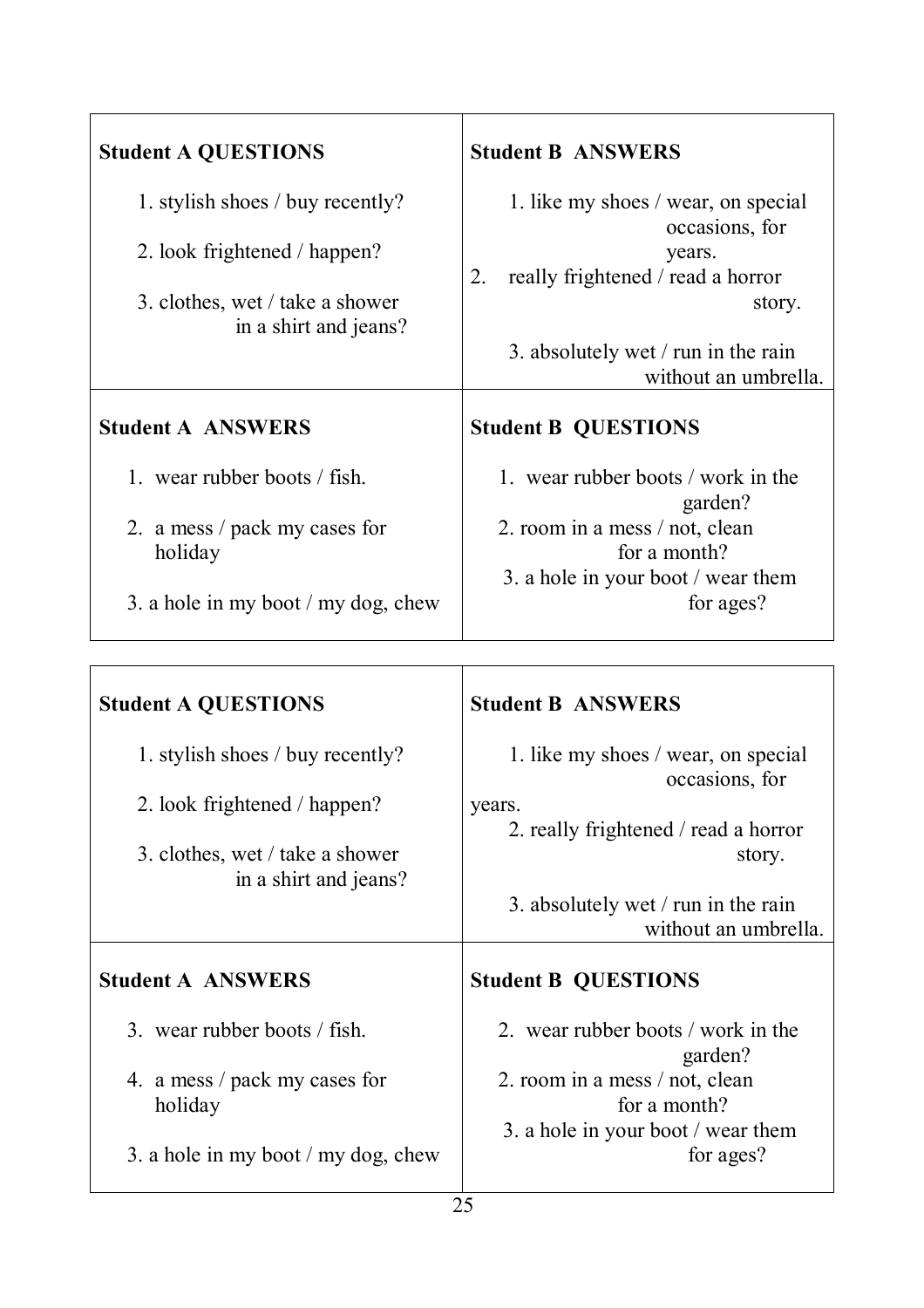| Student A QUESTIONS | Student B ANSWERS |
| --- | --- |
| 1. stylish shoes / buy recently?<br>2. look frightened / happen?<br>3. clothes, wet / take a shower in a shirt and jeans? | 1. like my shoes / wear, on special occasions, for years.<br>2. really frightened / read a horror story.<br>3. absolutely wet / run in the rain without an umbrella. |
| **Student A ANSWERS** | **Student B QUESTIONS** |
| 1. wear rubber boots / fish.<br>2. a mess / pack my cases for holiday<br>3. a hole in my boot / my dog, chew | 1. wear rubber boots / work in the garden?<br>2. room in a mess / not, clean for a month?<br>3. a hole in your boot / wear them for ages? |

| Student A QUESTIONS | Student B ANSWERS |
| --- | --- |
| 1. stylish shoes / buy recently?<br>2. look frightened / happen?<br>3. clothes, wet / take a shower in a shirt and jeans? | 1. like my shoes / wear, on special occasions, for years.<br>2. really frightened / read a horror story.<br>3. absolutely wet / run in the rain without an umbrella. |
| **Student A ANSWERS** | **Student B QUESTIONS** |
| 3. wear rubber boots / fish.<br>4. a mess / pack my cases for holiday<br>3. a hole in my boot / my dog, chew | 2. wear rubber boots / work in the garden?<br>2. room in a mess / not, clean for a month?<br>3. a hole in your boot / wear them for ages? |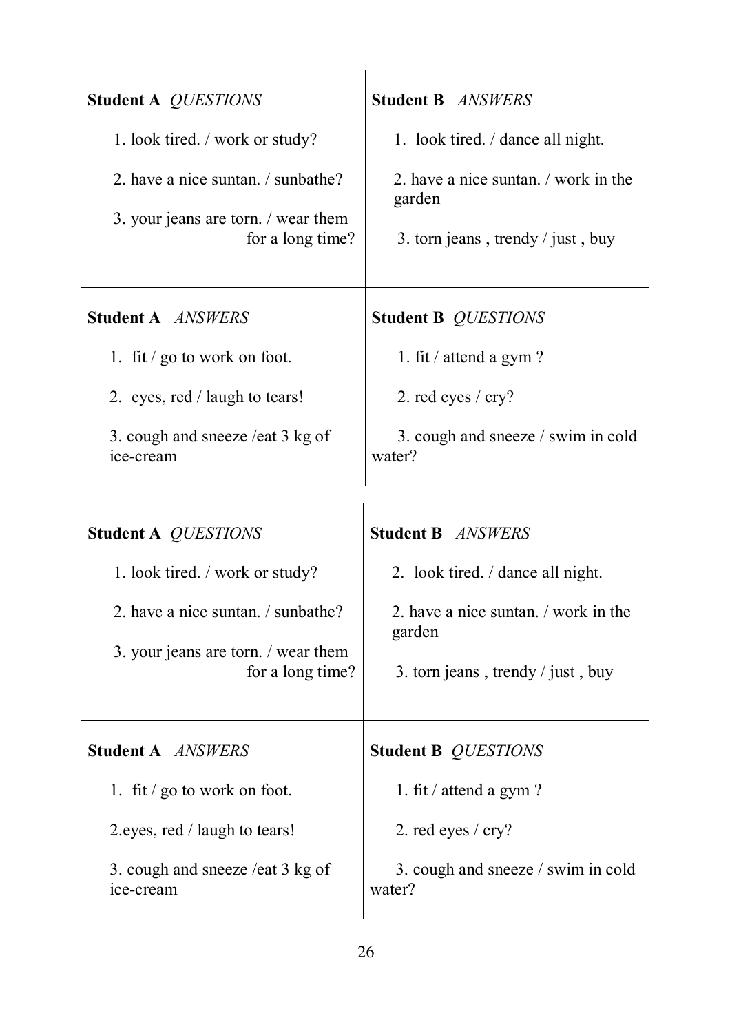| **Student A** *QUESTIONS* | **Student B** *ANSWERS* |
| --- | --- |
| 1. look tired. / work or study? | 1. look tired. / dance all night. |
| 2. have a nice suntan. / sunbathe? | 2. have a nice suntan. / work in the garden |
| 3. your jeans are torn. / wear them for a long time? | 3. torn jeans , trendy / just , buy |
| **Student A** *ANSWERS* | **Student B** *QUESTIONS* |
| 1. fit / go to work on foot. | 1. fit / attend a gym ? |
| 2. eyes, red / laugh to tears! | 2. red eyes / cry? |
| 3. cough and sneeze /eat 3 kg of ice-cream | 3. cough and sneeze / swim in cold water? |

| **Student A** *QUESTIONS* | **Student B** *ANSWERS* |
| --- | --- |
| 1. look tired. / work or study? | 2. look tired. / dance all night. |
| 2. have a nice suntan. / sunbathe? | 2. have a nice suntan. / work in the garden |
| 3. your jeans are torn. / wear them for a long time? | 3. torn jeans , trendy / just , buy |
| **Student A** *ANSWERS* | **Student B** *QUESTIONS* |
| 1. fit / go to work on foot. | 1. fit / attend a gym ? |
| 2.eyes, red / laugh to tears! | 2. red eyes / cry? |
| 3. cough and sneeze /eat 3 kg of ice-cream | 3. cough and sneeze / swim in cold water? |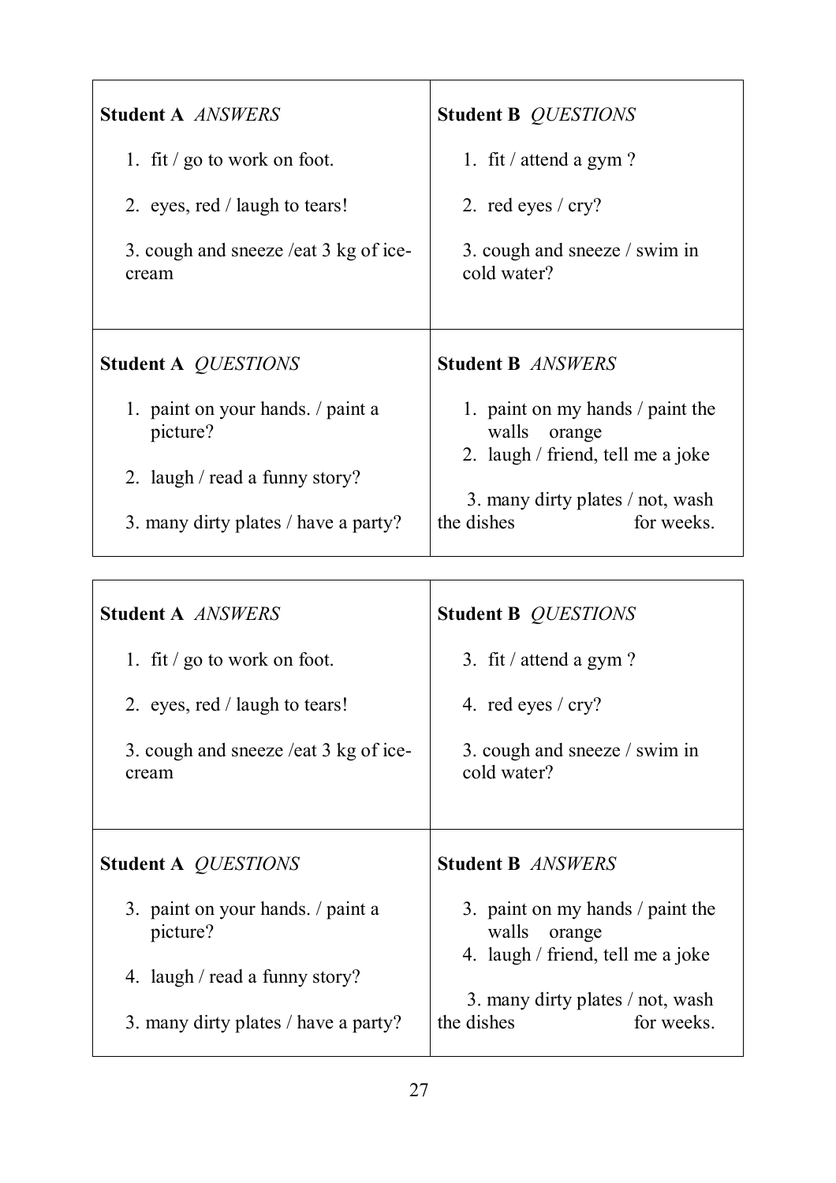| **Student A** *ANSWERS* | **Student B** *QUESTIONS* |
|---|---|
| 1. fit / go to work on foot.<br><br>2. eyes, red / laugh to tears!<br><br>3. cough and sneeze /eat 3 kg of ice-cream | 1. fit / attend a gym ?<br><br>2. red eyes / cry?<br><br>3. cough and sneeze / swim in cold water? |
| **Student A** *QUESTIONS* | **Student B** *ANSWERS* |
| 1. paint on your hands. / paint a picture?<br><br>2. laugh / read a funny story?<br><br>3. many dirty plates / have a party? | 1. paint on my hands / paint the walls orange<br>2. laugh / friend, tell me a joke<br><br>3. many dirty plates / not, wash the dishes for weeks. |

| **Student A** *ANSWERS* | **Student B** *QUESTIONS* |
|---|---|
| 1. fit / go to work on foot.<br><br>2. eyes, red / laugh to tears!<br><br>3. cough and sneeze /eat 3 kg of ice-cream | 3. fit / attend a gym ?<br><br>4. red eyes / cry?<br><br>3. cough and sneeze / swim in cold water? |
| **Student A** *QUESTIONS* | **Student B** *ANSWERS* |
| 3. paint on your hands. / paint a picture?<br><br>4. laugh / read a funny story?<br><br>3. many dirty plates / have a party? | 3. paint on my hands / paint the walls orange<br>4. laugh / friend, tell me a joke<br><br>3. many dirty plates / not, wash the dishes for weeks. |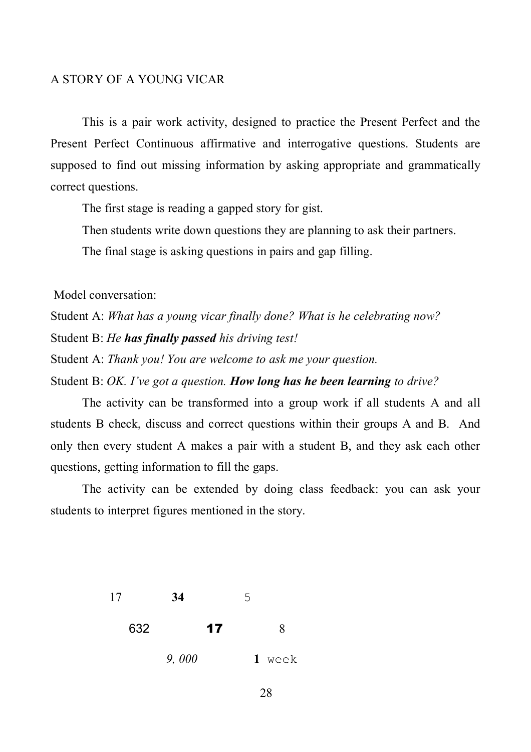A STORY OF A YOUNG VICAR

This is a pair work activity, designed to practice the Present Perfect and the Present Perfect Continuous affirmative and interrogative questions. Students are supposed to find out missing information by asking appropriate and grammatically correct questions.

The first stage is reading a gapped story for gist.

Then students write down questions they are planning to ask their partners.

The final stage is asking questions in pairs and gap filling.

Model conversation:

Student A: *What has a young vicar finally done? What is he celebrating now?*

Student B: *He* ***has finally passed*** *his driving test!*

Student A: *Thank you! You are welcome to ask me your question.*

Student B: *OK. I've got a question.* ***How long has he been learning*** *to drive?*

The activity can be transformed into a group work if all students A and all students B check, discuss and correct questions within their groups A and B. And only then every student A makes a pair with a student B, and they ask each other questions, getting information to fill the gaps.

The activity can be extended by doing class feedback: you can ask your students to interpret figures mentioned in the story.

17 **34** 5

632 **17** 8

*9, 000* **1** week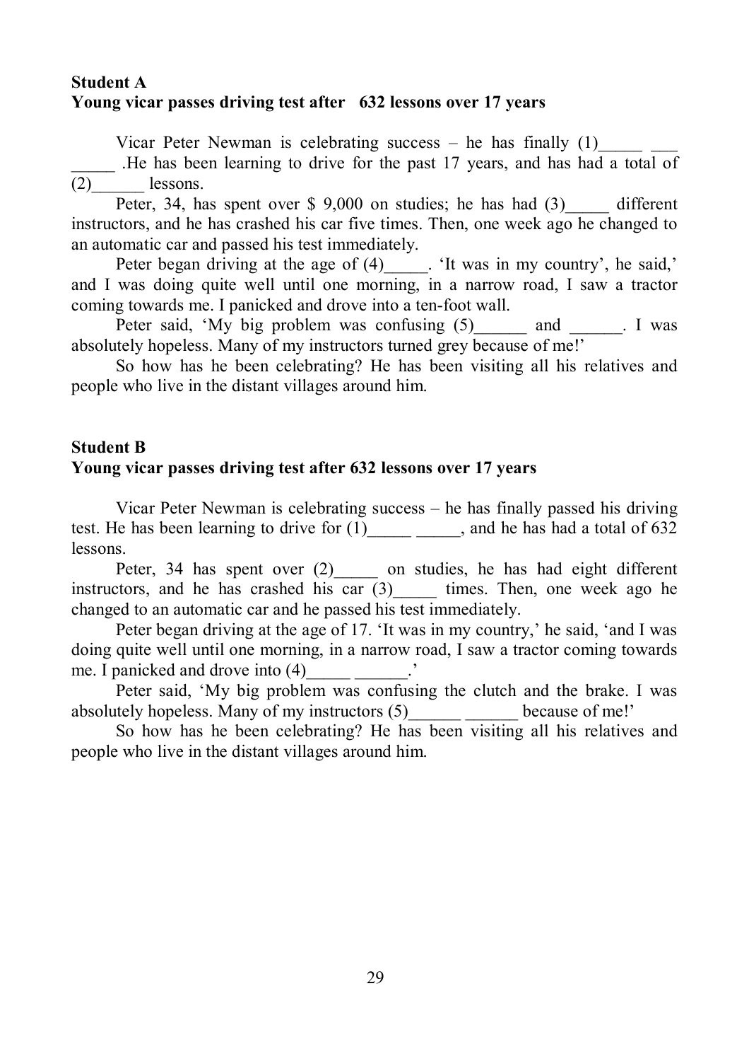**Student A**
**Young vicar passes driving test after 632 lessons over 17 years**

Vicar Peter Newman is celebrating success – he has finally (1)_____ ___ _____ .He has been learning to drive for the past 17 years, and has had a total of (2)______ lessons.

Peter, 34, has spent over $ 9,000 on studies; he has had (3)_____ different instructors, and he has crashed his car five times. Then, one week ago he changed to an automatic car and passed his test immediately.

Peter began driving at the age of (4)_____. 'It was in my country', he said,' and I was doing quite well until one morning, in a narrow road, I saw a tractor coming towards me. I panicked and drove into a ten-foot wall.

Peter said, 'My big problem was confusing (5)______ and ______. I was absolutely hopeless. Many of my instructors turned grey because of me!'

So how has he been celebrating? He has been visiting all his relatives and people who live in the distant villages around him.

**Student B**
**Young vicar passes driving test after 632 lessons over 17 years**

Vicar Peter Newman is celebrating success – he has finally passed his driving test. He has been learning to drive for (1)_____ _____, and he has had a total of 632 lessons.

Peter, 34 has spent over (2)_____ on studies, he has had eight different instructors, and he has crashed his car (3)_____ times. Then, one week ago he changed to an automatic car and he passed his test immediately.

Peter began driving at the age of 17. 'It was in my country,' he said, 'and I was doing quite well until one morning, in a narrow road, I saw a tractor coming towards me. I panicked and drove into (4)_____ ______.'

Peter said, 'My big problem was confusing the clutch and the brake. I was absolutely hopeless. Many of my instructors (5)______ ______ because of me!'

So how has he been celebrating? He has been visiting all his relatives and people who live in the distant villages around him.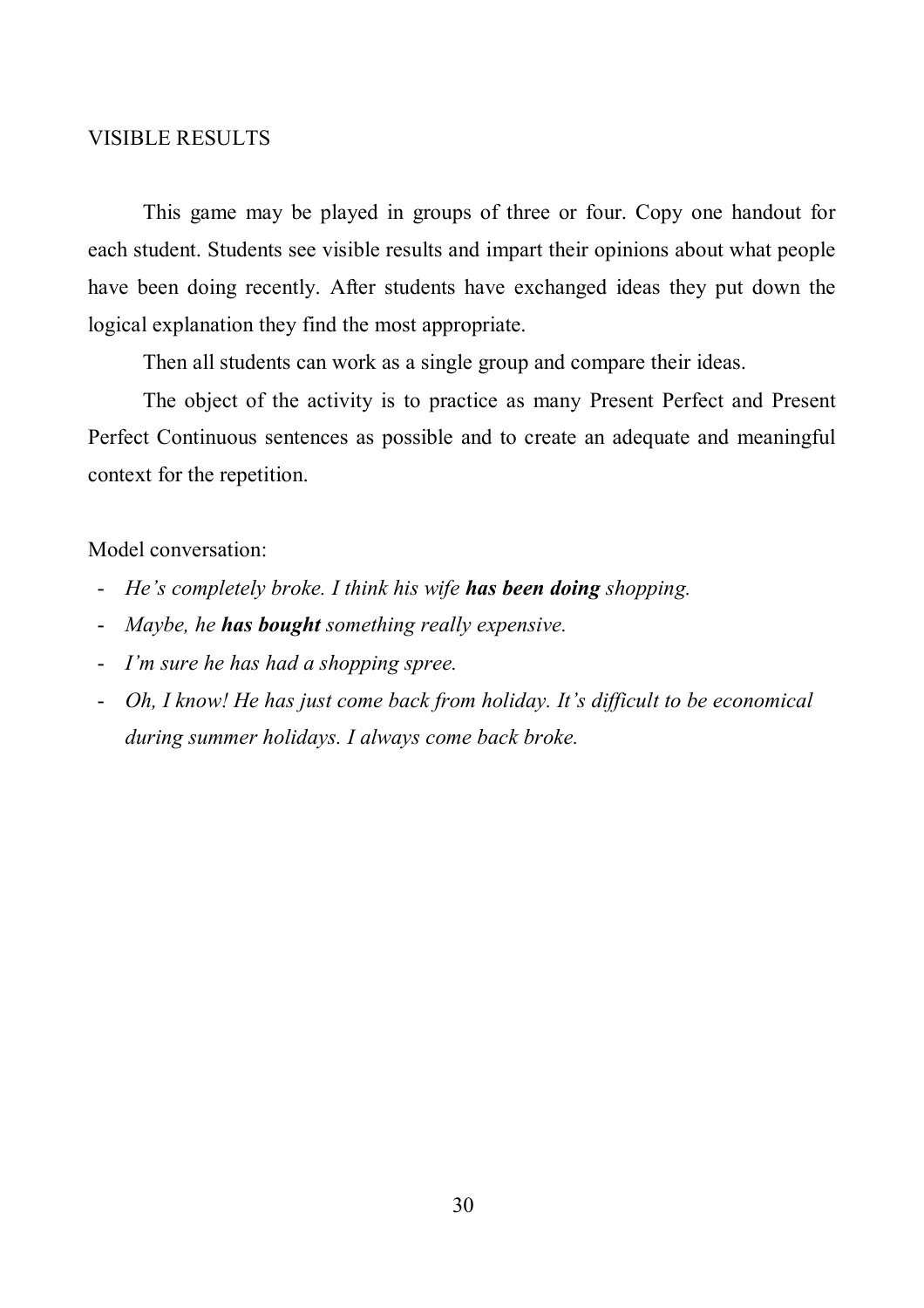## VISIBLE RESULTS

This game may be played in groups of three or four. Copy one handout for each student. Students see visible results and impart their opinions about what people have been doing recently. After students have exchanged ideas they put down the logical explanation they find the most appropriate.

Then all students can work as a single group and compare their ideas.

The object of the activity is to practice as many Present Perfect and Present Perfect Continuous sentences as possible and to create an adequate and meaningful context for the repetition.

Model conversation:

- *He's completely broke. I think his wife **has been doing** shopping.*
- *Maybe, he **has bought** something really expensive.*
- *I'm sure he has had a shopping spree.*
- *Oh, I know! He has just come back from holiday. It's difficult to be economical during summer holidays. I always come back broke.*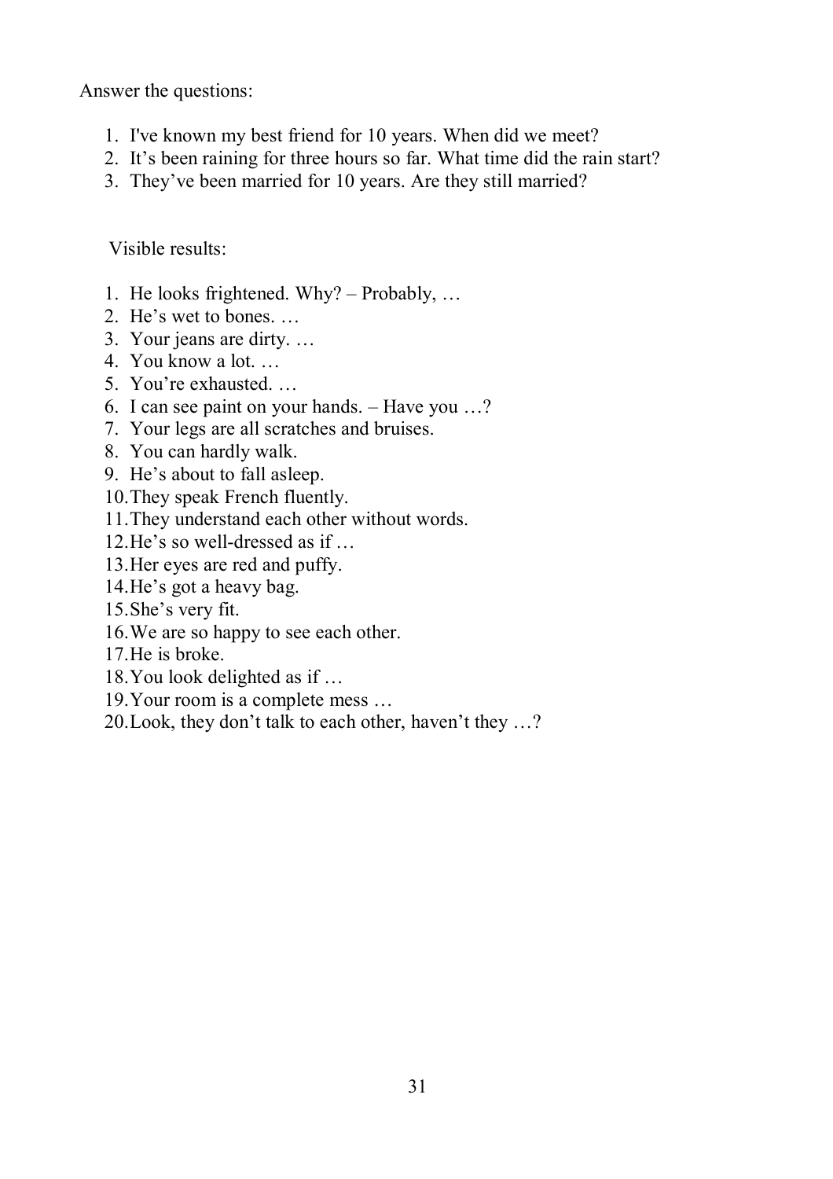Answer the questions:

1. I've known my best friend for 10 years. When did we meet?
2. It's been raining for three hours so far. What time did the rain start?
3. They've been married for 10 years. Are they still married?

Visible results:

1. He looks frightened. Why? – Probably, …
2. He's wet to bones. …
3. Your jeans are dirty. …
4. You know a lot. …
5. You're exhausted. …
6. I can see paint on your hands. – Have you …?
7. Your legs are all scratches and bruises.
8. You can hardly walk.
9. He's about to fall asleep.
10. They speak French fluently.
11. They understand each other without words.
12. He's so well-dressed as if …
13. Her eyes are red and puffy.
14. He's got a heavy bag.
15. She's very fit.
16. We are so happy to see each other.
17. He is broke.
18. You look delighted as if …
19. Your room is a complete mess …
20. Look, they don't talk to each other, haven't they …?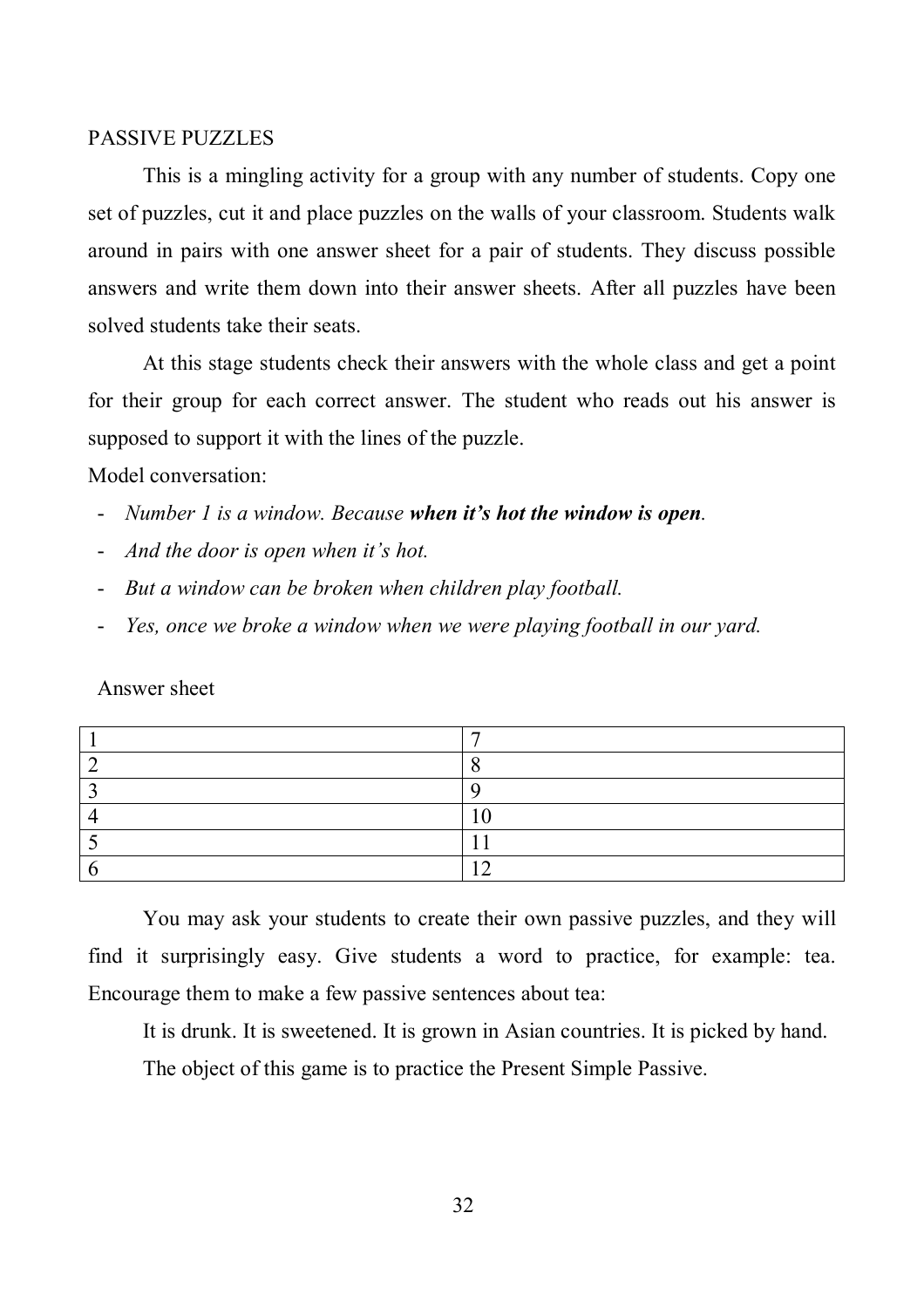## PASSIVE PUZZLES

This is a mingling activity for a group with any number of students. Copy one set of puzzles, cut it and place puzzles on the walls of your classroom. Students walk around in pairs with one answer sheet for a pair of students. They discuss possible answers and write them down into their answer sheets. After all puzzles have been solved students take their seats.

At this stage students check their answers with the whole class and get a point for their group for each correct answer. The student who reads out his answer is supposed to support it with the lines of the puzzle.

Model conversation:

- *Number 1 is a window. Because* ***when it's hot the window is open****.*
- *And the door is open when it's hot.*
- *But a window can be broken when children play football.*
- *Yes, once we broke a window when we were playing football in our yard.*

Answer sheet

| 1 | 7 |
|---|---|
| 2 | 8 |
| 3 | 9 |
| 4 | 10 |
| 5 | 11 |
| 6 | 12 |

You may ask your students to create their own passive puzzles, and they will find it surprisingly easy. Give students a word to practice, for example: tea. Encourage them to make a few passive sentences about tea:

It is drunk. It is sweetened. It is grown in Asian countries. It is picked by hand.

The object of this game is to practice the Present Simple Passive.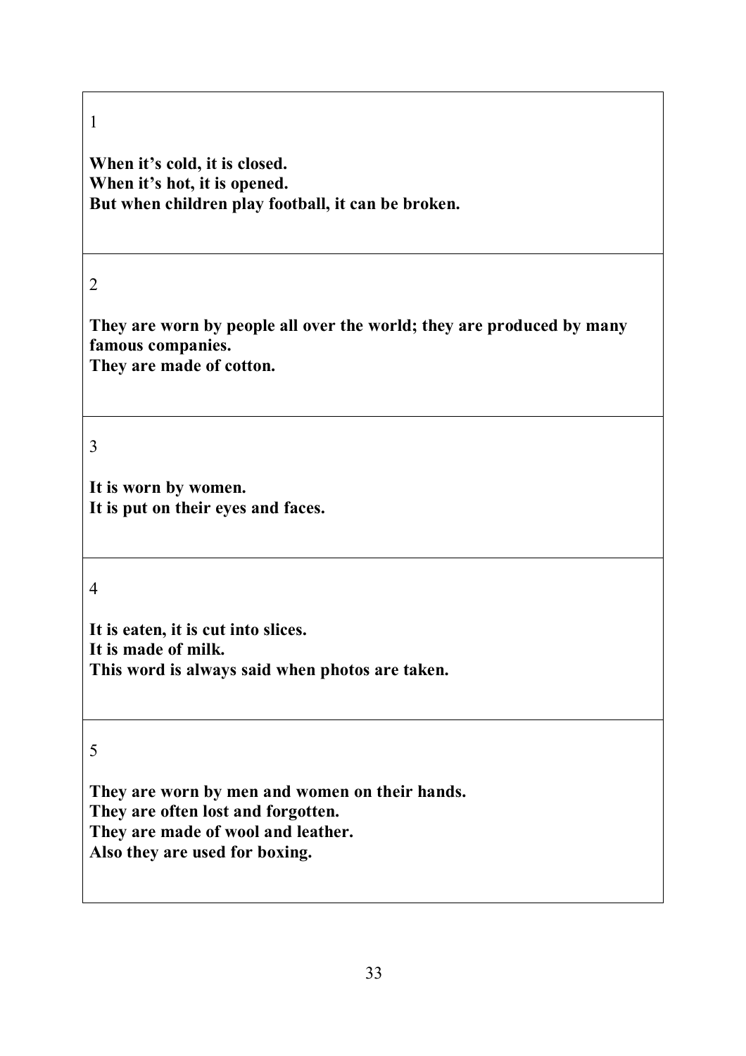1

**When it's cold, it is closed.**
**When it's hot, it is opened.**
**But when children play football, it can be broken.**

2

**They are worn by people all over the world; they are produced by many famous companies.**
**They are made of cotton.**

3

**It is worn by women.**
**It is put on their eyes and faces.**

4

**It is eaten, it is cut into slices.**
**It is made of milk.**
**This word is always said when photos are taken.**

5

**They are worn by men and women on their hands.**
**They are often lost and forgotten.**
**They are made of wool and leather.**
**Also they are used for boxing.**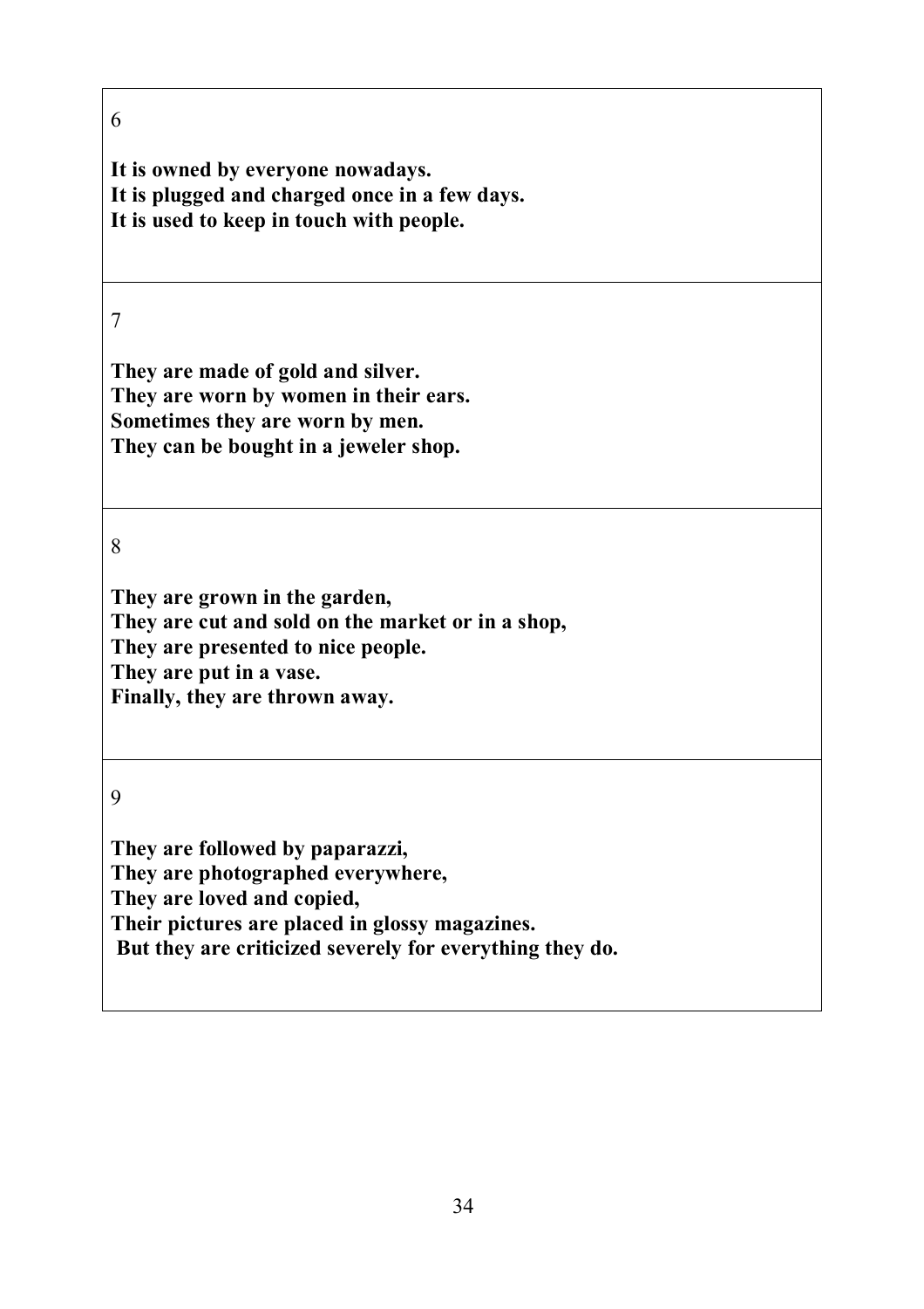6

**It is owned by everyone nowadays.**
**It is plugged and charged once in a few days.**
**It is used to keep in touch with people.**

7

**They are made of gold and silver.**
**They are worn by women in their ears.**
**Sometimes they are worn by men.**
**They can be bought in a jeweler shop.**

8

**They are grown in the garden,**
**They are cut and sold on the market or in a shop,**
**They are presented to nice people.**
**They are put in a vase.**
**Finally, they are thrown away.**

9

**They are followed by paparazzi,**
**They are photographed everywhere,**
**They are loved and copied,**
**Their pictures are placed in glossy magazines.**
**But they are criticized severely for everything they do.**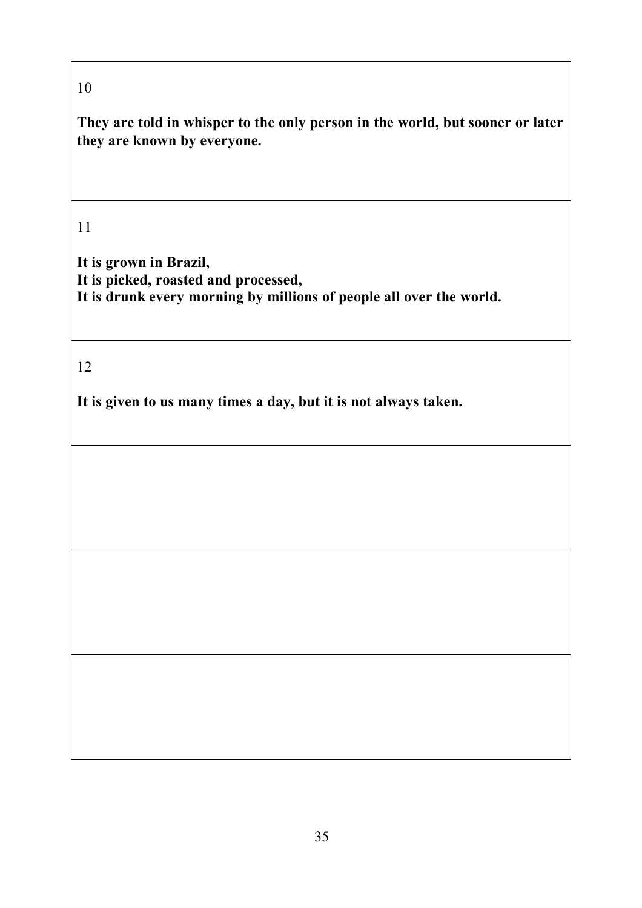10

**They are told in whisper to the only person in the world, but sooner or later they are known by everyone.**

11

**It is grown in Brazil,**
**It is picked, roasted and processed,**
**It is drunk every morning by millions of people all over the world.**

12

**It is given to us many times a day, but it is not always taken.**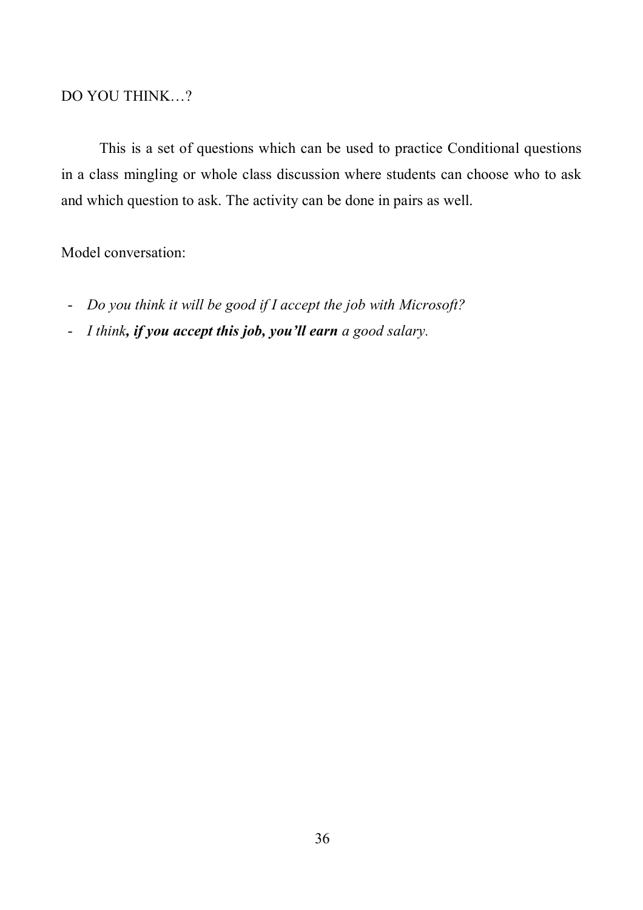## DO YOU THINK…?

This is a set of questions which can be used to practice Conditional questions in a class mingling or whole class discussion where students can choose who to ask and which question to ask. The activity can be done in pairs as well.

Model conversation:

- *Do you think it will be good if I accept the job with Microsoft?*
- *I think****, if you accept this job, you'll earn*** *a good salary.*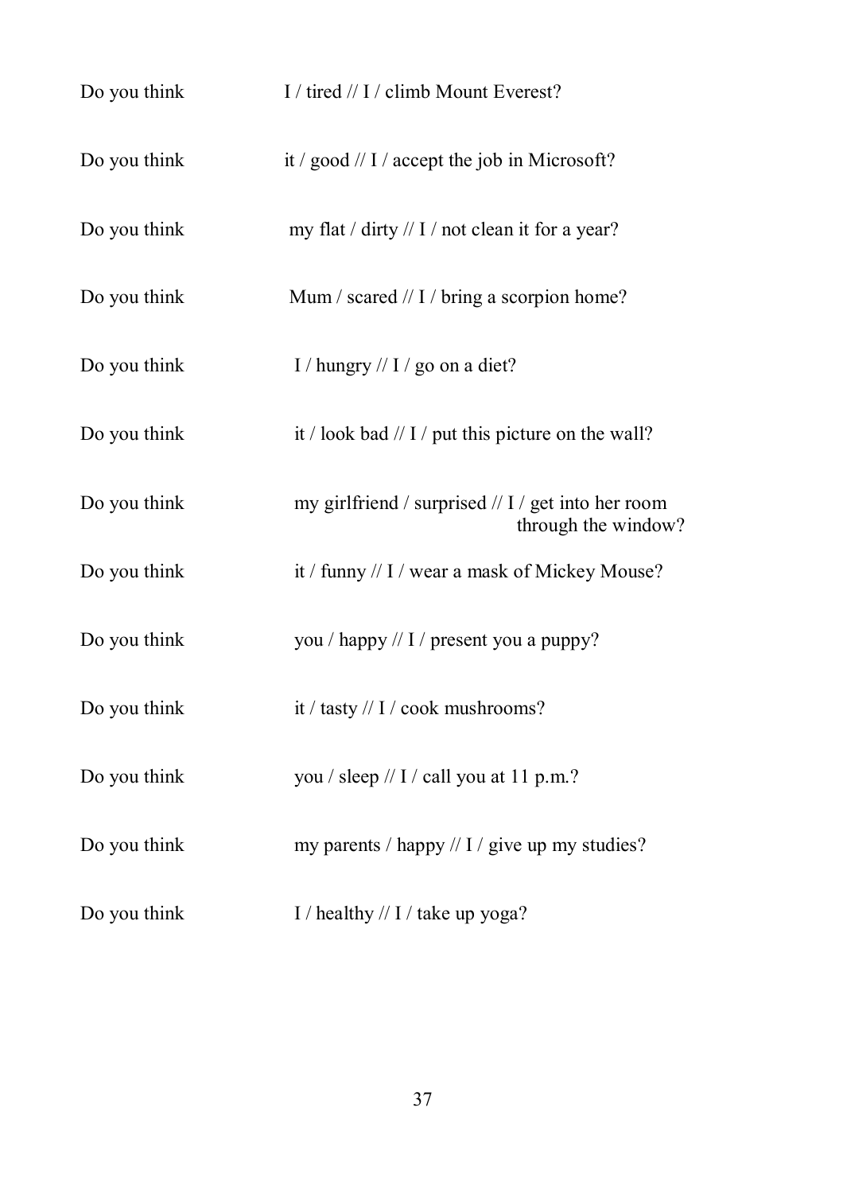Do you think I / tired // I / climb Mount Everest?

Do you think it / good // I / accept the job in Microsoft?

Do you think my flat / dirty // I / not clean it for a year?

Do you think Mum / scared // I / bring a scorpion home?

Do you think I / hungry // I / go on a diet?

Do you think it / look bad // I / put this picture on the wall?

Do you think my girlfriend / surprised // I / get into her room through the window?

Do you think it / funny // I / wear a mask of Mickey Mouse?

Do you think you / happy // I / present you a puppy?

Do you think it / tasty // I / cook mushrooms?

Do you think you / sleep // I / call you at 11 p.m.?

Do you think my parents / happy // I / give up my studies?

Do you think I / healthy // I / take up yoga?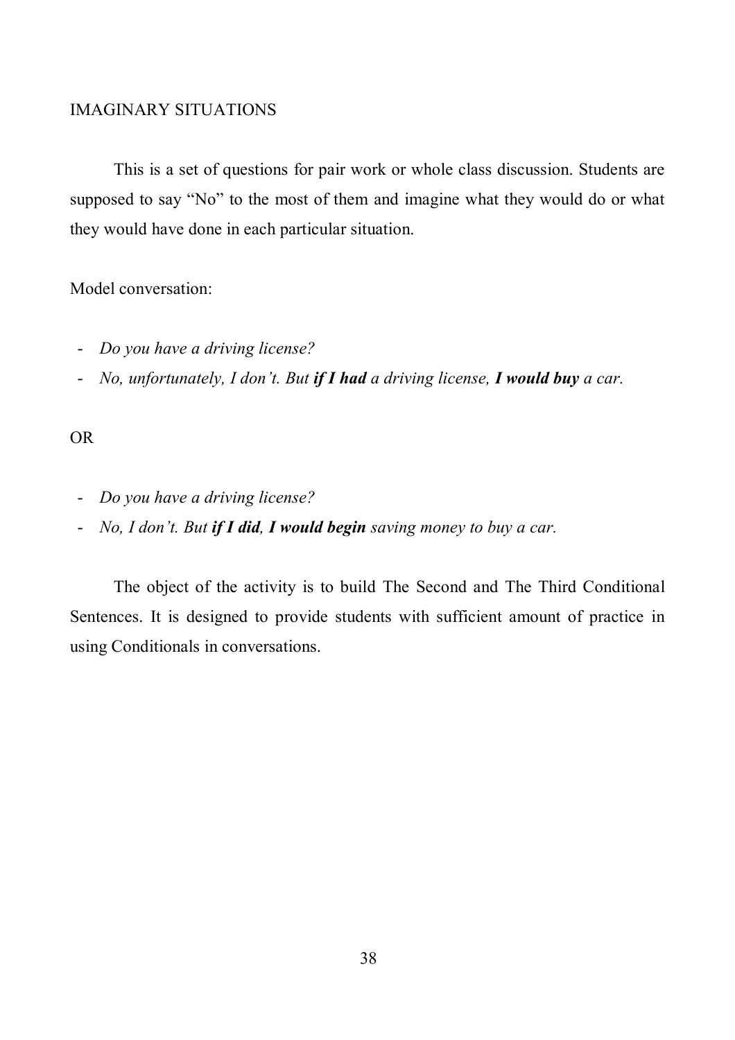## IMAGINARY SITUATIONS

This is a set of questions for pair work or whole class discussion. Students are supposed to say "No" to the most of them and imagine what they would do or what they would have done in each particular situation.

Model conversation:

- *Do you have a driving license?*
- *No, unfortunately, I don't. But* ***if I had*** *a driving license,* ***I would buy*** *a car.*

OR

- *Do you have a driving license?*
- *No, I don't. But* ***if I did*****,** ***I would begin*** *saving money to buy a car.*

The object of the activity is to build The Second and The Third Conditional Sentences. It is designed to provide students with sufficient amount of practice in using Conditionals in conversations.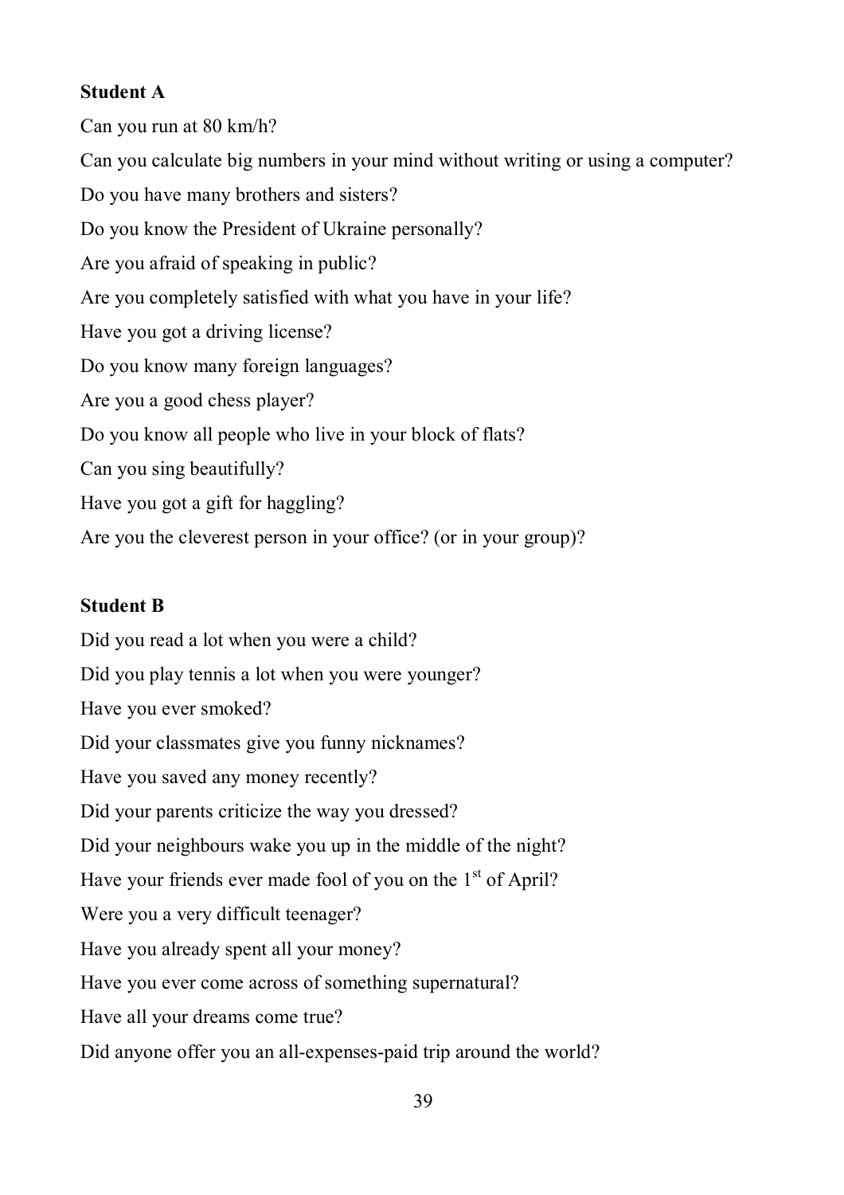**Student A**

Can you run at 80 km/h?

Can you calculate big numbers in your mind without writing or using a computer?

Do you have many brothers and sisters?

Do you know the President of Ukraine personally?

Are you afraid of speaking in public?

Are you completely satisfied with what you have in your life?

Have you got a driving license?

Do you know many foreign languages?

Are you a good chess player?

Do you know all people who live in your block of flats?

Can you sing beautifully?

Have you got a gift for haggling?

Are you the cleverest person in your office? (or in your group)?

**Student B**

Did you read a lot when you were a child?

Did you play tennis a lot when you were younger?

Have you ever smoked?

Did your classmates give you funny nicknames?

Have you saved any money recently?

Did your parents criticize the way you dressed?

Did your neighbours wake you up in the middle of the night?

Have your friends ever made fool of you on the 1st of April?

Were you a very difficult teenager?

Have you already spent all your money?

Have you ever come across of something supernatural?

Have all your dreams come true?

Did anyone offer you an all-expenses-paid trip around the world?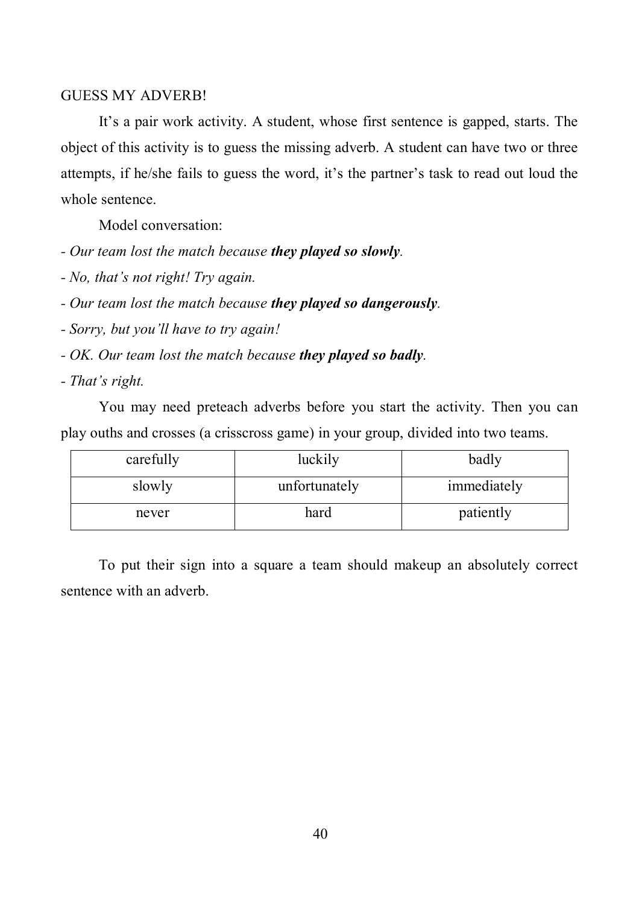GUESS MY ADVERB!

It's a pair work activity. A student, whose first sentence is gapped, starts. The object of this activity is to guess the missing adverb. A student can have two or three attempts, if he/she fails to guess the word, it's the partner's task to read out loud the whole sentence.

Model conversation:

- *Our team lost the match because **they played so slowly**.*
- *No, that's not right! Try again.*
- *Our team lost the match because **they played so dangerously**.*
- *Sorry, but you'll have to try again!*
- *OK. Our team lost the match because **they played so badly**.*
- *That's right.*

You may need preteach adverbs before you start the activity. Then you can play ouths and crosses (a crisscross game) in your group, divided into two teams.

| | | |
|---|---|---|
| carefully | luckily | badly |
| slowly | unfortunately | immediately |
| never | hard | patiently |

To put their sign into a square a team should makeup an absolutely correct sentence with an adverb.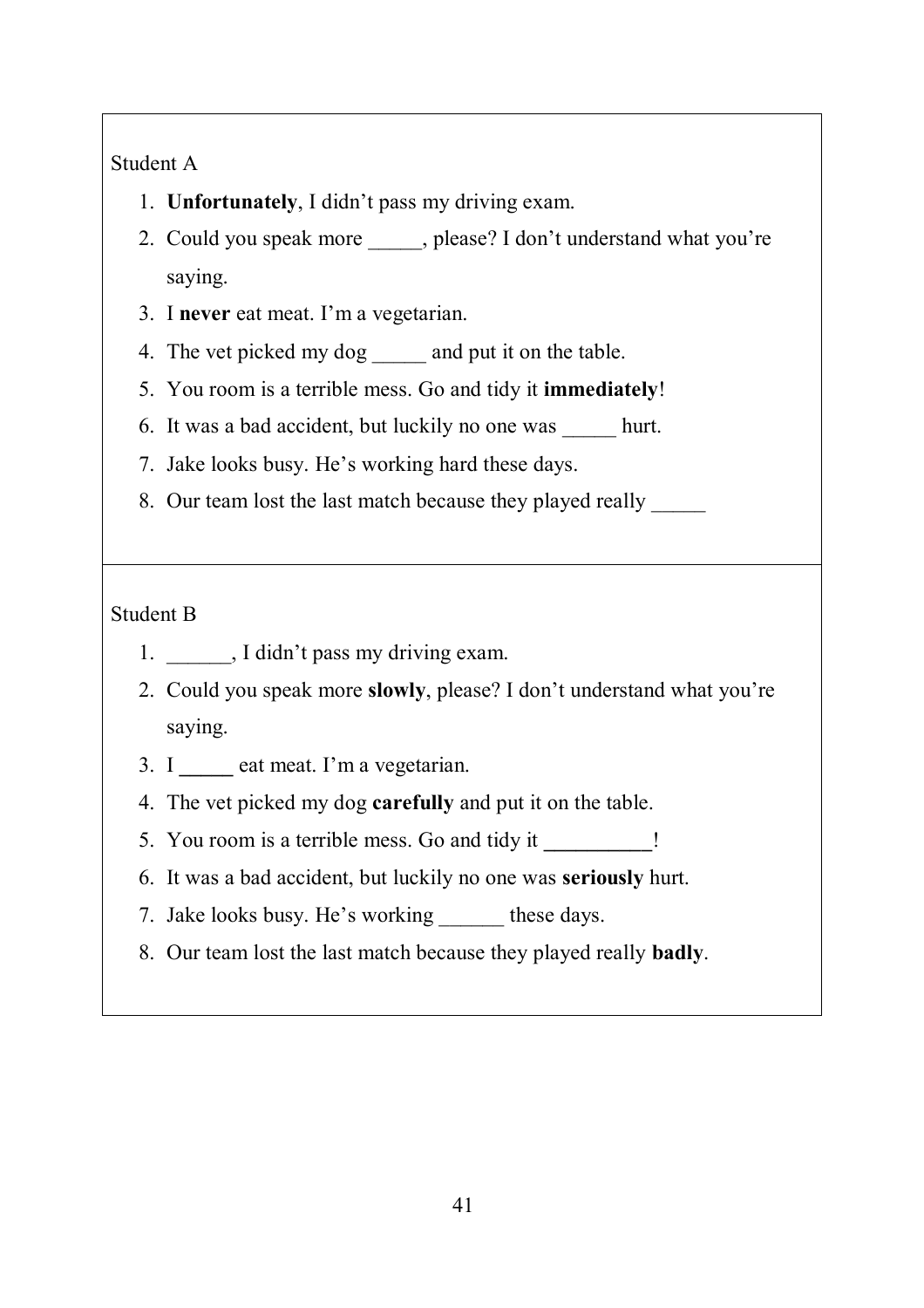Student A

1. **Unfortunately**, I didn't pass my driving exam.
2. Could you speak more _____, please? I don't understand what you're saying.
3. I **never** eat meat. I'm a vegetarian.
4. The vet picked my dog _____ and put it on the table.
5. You room is a terrible mess. Go and tidy it **immediately**!
6. It was a bad accident, but luckily no one was _____ hurt.
7. Jake looks busy. He's working hard these days.
8. Our team lost the last match because they played really _____

Student B

1. ______, I didn't pass my driving exam.
2. Could you speak more **slowly**, please? I don't understand what you're saying.
3. I **_____** eat meat. I'm a vegetarian.
4. The vet picked my dog **carefully** and put it on the table.
5. You room is a terrible mess. Go and tidy it **__________**!
6. It was a bad accident, but luckily no one was **seriously** hurt.
7. Jake looks busy. He's working ______ these days.
8. Our team lost the last match because they played really **badly**.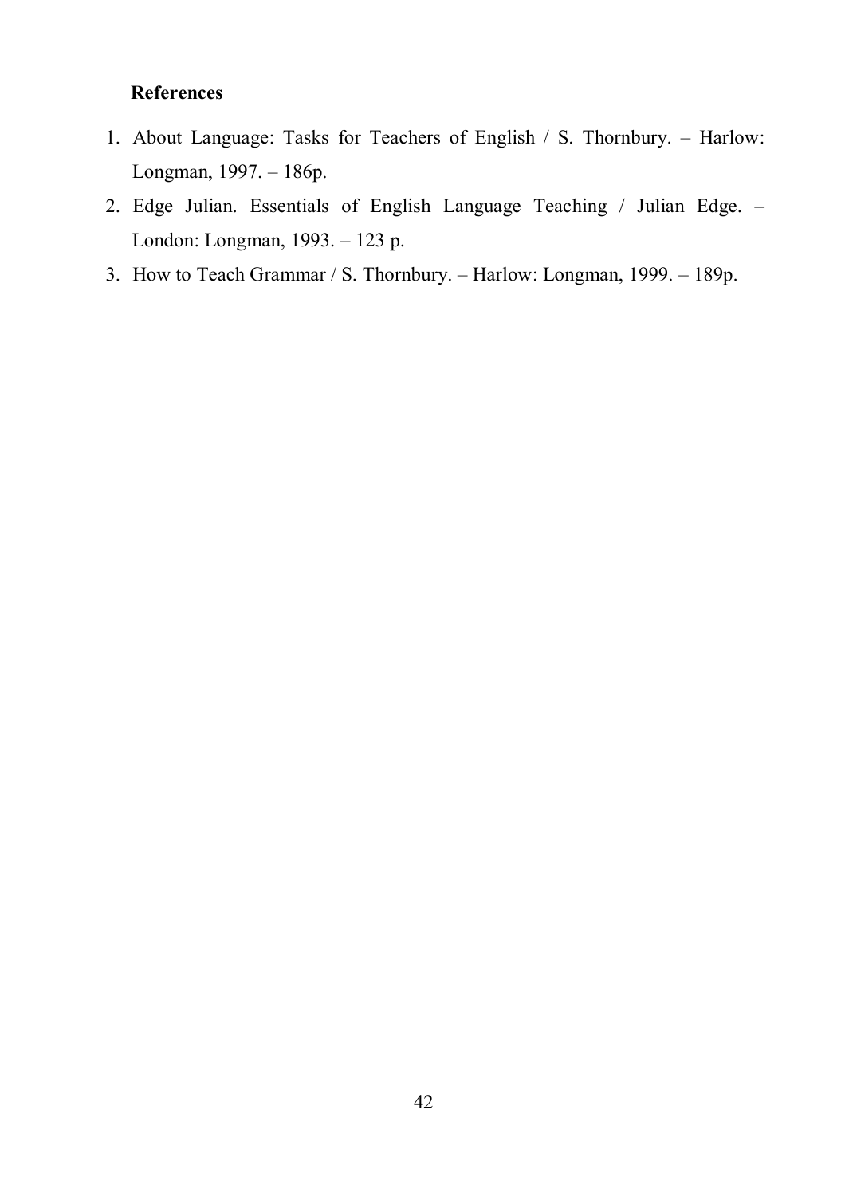**References**

1. About Language: Tasks for Teachers of English / S. Thornbury. – Harlow: Longman, 1997. – 186p.
2. Edge Julian. Essentials of English Language Teaching / Julian Edge. – London: Longman, 1993. – 123 p.
3. How to Teach Grammar / S. Thornbury. – Harlow: Longman, 1999. – 189p.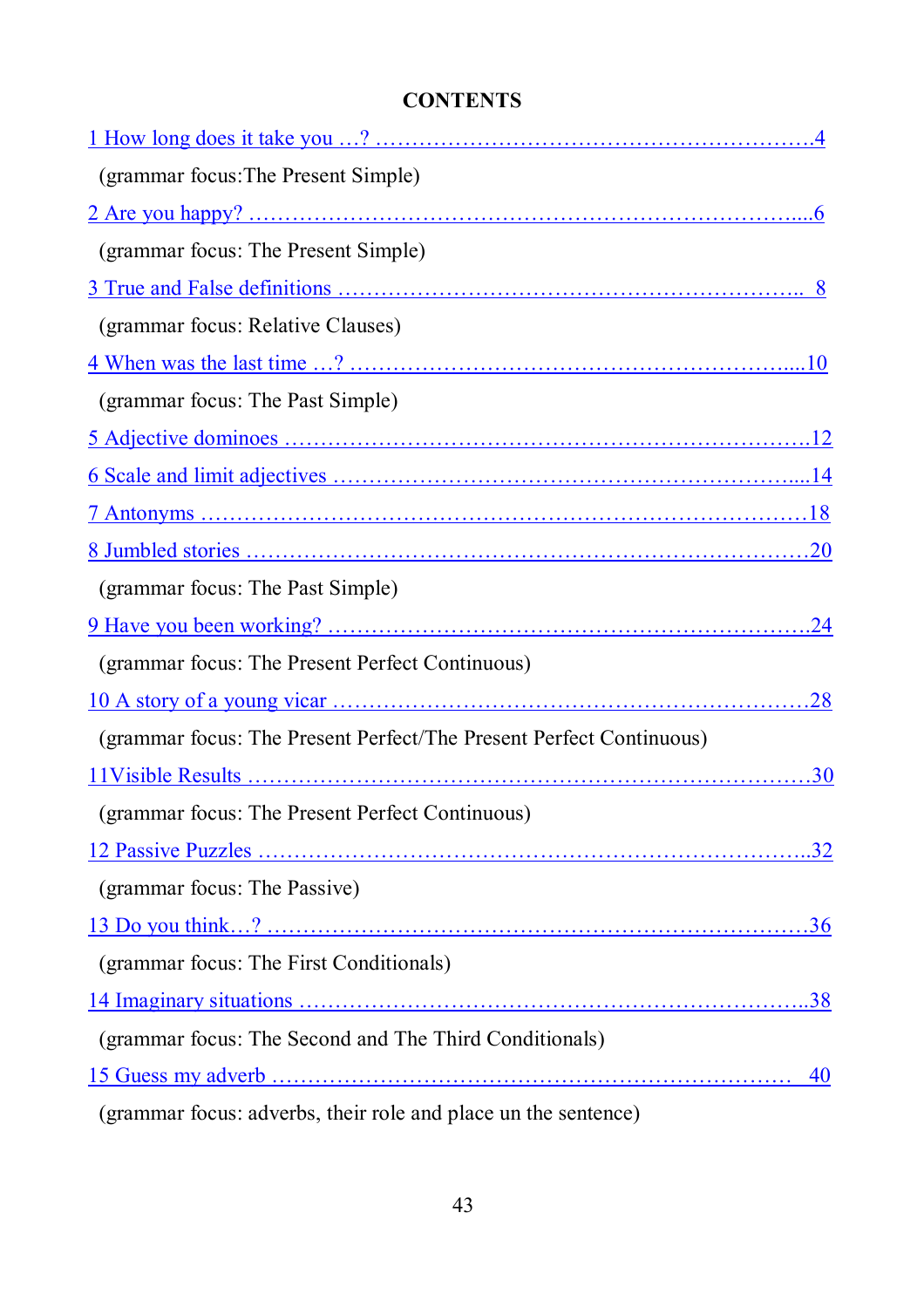# CONTENTS

1 How long does it take you …? ……………………………………………………4

(grammar focus:The Present Simple)

2 Are you happy? ……………………………………………………………....6

(grammar focus: The Present Simple)

3 True and False definitions ……………………………………………….. 8

(grammar focus: Relative Clauses)

4 When was the last time …? ……………………………………………....10

(grammar focus: The Past Simple)

5 Adjective dominoes ……………………………………………………….12

6 Scale and limit adjectives ………………………………………………....14

7 Antonyms ………………………………………………………………….18

8 Jumbled stories ……………………………………………………………20

(grammar focus: The Past Simple)

9 Have you been working? ………………………………………………….24

(grammar focus: The Present Perfect Continuous)

10 A story of a young vicar ………………………………………………….28

(grammar focus: The Present Perfect/The Present Perfect Continuous)

11Visible Results ……………………………………………………………30

(grammar focus: The Present Perfect Continuous)

12 Passive Puzzles …………………………………………………………..32

(grammar focus: The Passive)

13 Do you think…? ………………………………………………………….36

(grammar focus: The First Conditionals)

14 Imaginary situations ……………………………………………………..38

(grammar focus: The Second and The Third Conditionals)

15 Guess my adverb ……………………………………………………… 40

(grammar focus: adverbs, their role and place un the sentence)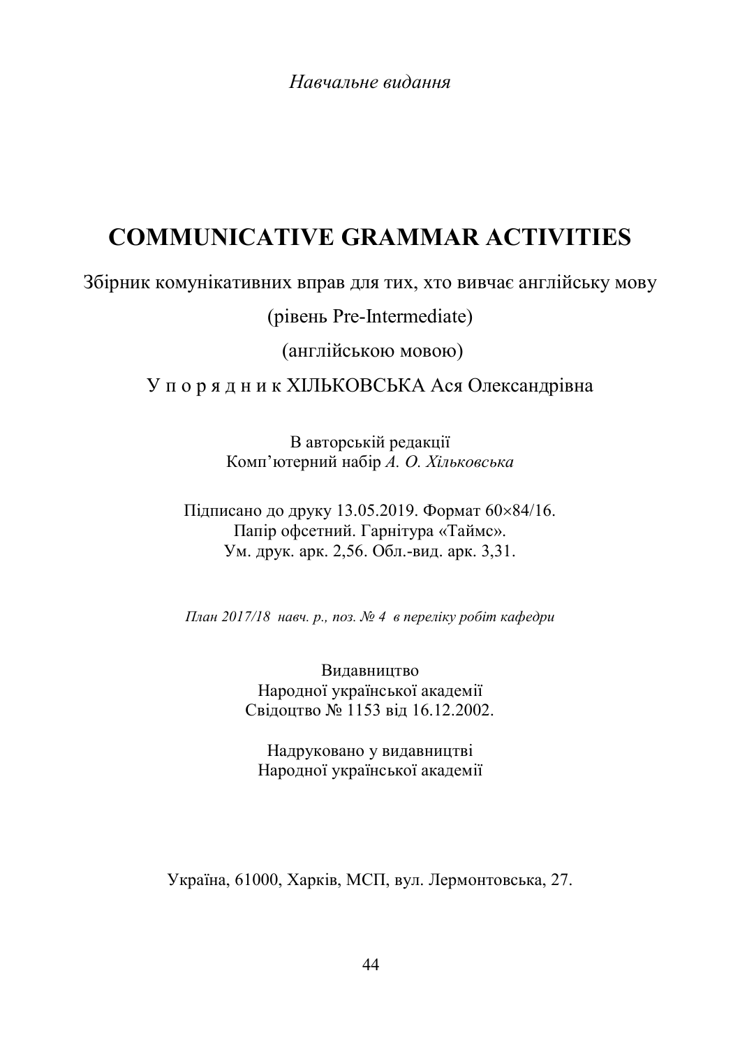*Навчальне видання*

# COMMUNICATIVE GRAMMAR ACTIVITIES

Збірник комунікативних вправ для тих, хто вивчає англійську мову

(рівень Pre-Intermediate)

(англійською мовою)

У п о р я д н и к ХІЛЬКОВСЬКА Ася Олександрівна

В авторській редакції
Комп'ютерний набір *А. О. Хільковська*

Підписано до друку 13.05.2019. Формат 60×84/16.
Папір офсетний. Гарнітура «Таймс».
Ум. друк. арк. 2,56. Обл.-вид. арк. 3,31.

*План 2017/18 навч. р., поз. № 4 в переліку робіт кафедри*

Видавництво
Народної української академії
Свідоцтво № 1153 від 16.12.2002.

Надруковано у видавництві
Народної української академії

Україна, 61000, Харків, МСП, вул. Лермонтовська, 27.